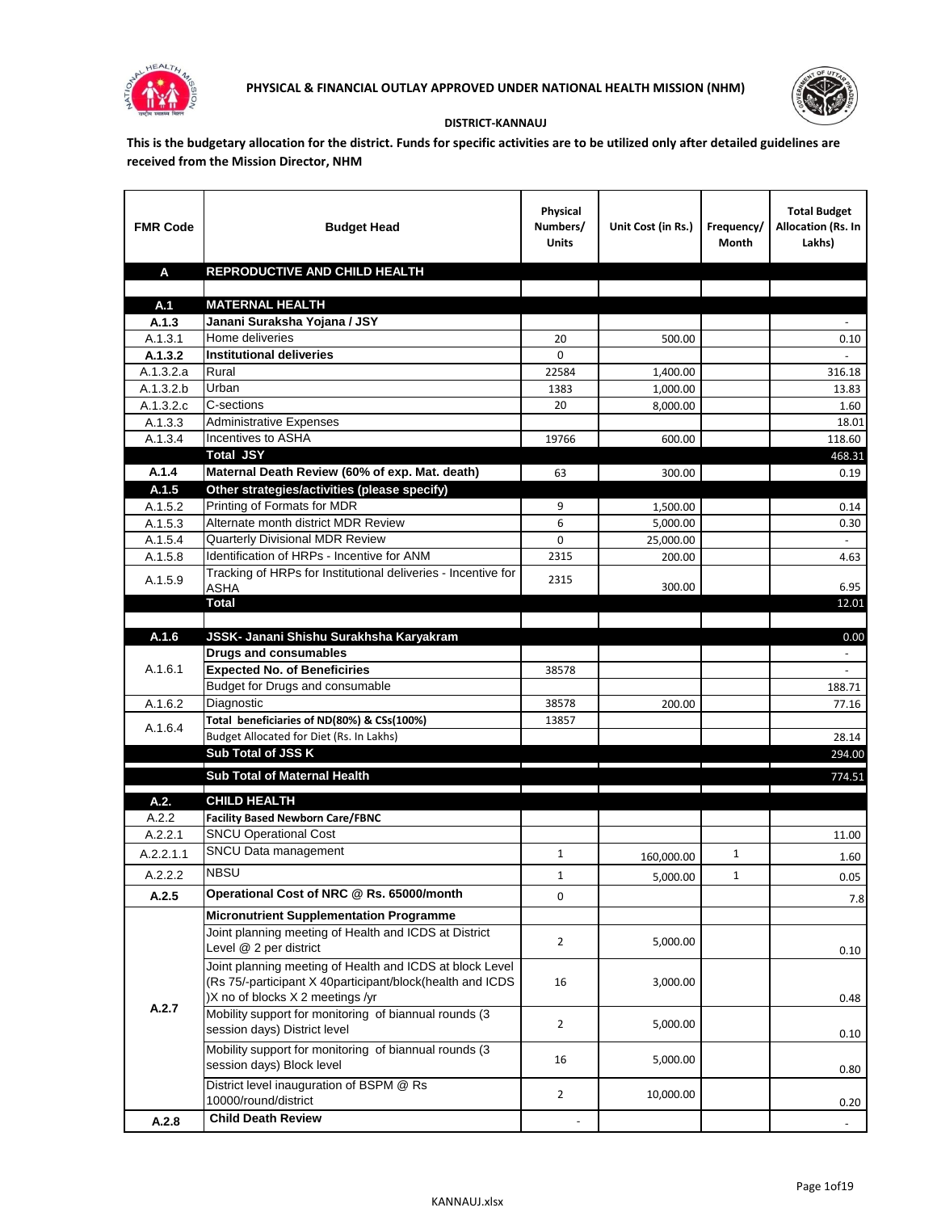# PHYSICAL & FINANCIAL OUTLAY APPROVED UNDER NATIONAL HEALTH MISSION (NHM)

**DISTRICT-KANNAUJ**

**This is the budgetary allocation for the district. Funds for specific activities are to be utilized only after detailed guidelines are received from the Mission Director, NHM**

| FMR Code | Budget Head | Physical Numbers/ Units | Unit Cost (in Rs.) | Frequency/ Month | Total Budget Allocation (Rs. In Lakhs) |
|---|---|---|---|---|---|
| **A** | **REPRODUCTIVE AND CHILD HEALTH** | | | | |
| | | | | | |
| **A.1** | **MATERNAL HEALTH** | | | | |
| **A.1.3** | **Janani Suraksha Yojana / JSY** | | | | - |
| A.1.3.1 | Home deliveries | 20 | 500.00 | | 0.10 |
| **A.1.3.2** | **Institutional deliveries** | 0 | | | - |
| A.1.3.2.a | Rural | 22584 | 1,400.00 | | 316.18 |
| A.1.3.2.b | Urban | 1383 | 1,000.00 | | 13.83 |
| A.1.3.2.c | C-sections | 20 | 8,000.00 | | 1.60 |
| A.1.3.3 | Administrative Expenses | | | | 18.01 |
| A.1.3.4 | Incentives to ASHA | 19766 | 600.00 | | 118.60 |
| | **Total JSY** | | | | 468.31 |
| **A.1.4** | **Maternal Death Review (60% of exp. Mat. death)** | 63 | 300.00 | | 0.19 |
| **A.1.5** | **Other strategies/activities (please specify)** | | | | |
| A.1.5.2 | Printing of Formats for MDR | 9 | 1,500.00 | | 0.14 |
| A.1.5.3 | Alternate month district MDR Review | 6 | 5,000.00 | | 0.30 |
| A.1.5.4 | Quarterly Divisional MDR Review | 0 | 25,000.00 | | - |
| A.1.5.8 | Identification of HRPs - Incentive for ANM | 2315 | 200.00 | | 4.63 |
| A.1.5.9 | Tracking of HRPs for Institutional deliveries - Incentive for ASHA | 2315 | 300.00 | | 6.95 |
| | **Total** | | | | 12.01 |
| | | | | | |
| **A.1.6** | **JSSK- Janani Shishu Surakhsha Karyakram** | | | | 0.00 |
| A.1.6.1 | **Drugs and consumables** | | | | - |
| | **Expected No. of Beneficiries** | 38578 | | | - |
| | Budget for Drugs and consumable | | | | 188.71 |
| A.1.6.2 | Diagnostic | 38578 | 200.00 | | 77.16 |
| A.1.6.4 | **Total beneficiaries of ND(80%) & CSs(100%)** | 13857 | | | |
| | Budget Allocated for Diet (Rs. In Lakhs) | | | | 28.14 |
| | **Sub Total of JSS K** | | | | 294.00 |
| | **Sub Total of Maternal Health** | | | | 774.51 |
| **A.2.** | **CHILD HEALTH** | | | | |
| A.2.2 | **Facility Based Newborn Care/FBNC** | | | | |
| A.2.2.1 | SNCU Operational Cost | | | | 11.00 |
| A.2.2.1.1 | SNCU Data management | 1 | 160,000.00 | 1 | 1.60 |
| A.2.2.2 | NBSU | 1 | 5,000.00 | 1 | 0.05 |
| **A.2.5** | **Operational Cost of NRC @ Rs. 65000/month** | 0 | | | 7.8 |
| A.2.7 | **Micronutrient Supplementation Programme** | | | | |
| | Joint planning meeting of Health and ICDS at District Level @ 2 per district | 2 | 5,000.00 | | 0.10 |
| | Joint planning meeting of Health and ICDS at block Level (Rs 75/-participant X 40participant/block(health and ICDS )X no of blocks X 2 meetings /yr | 16 | 3,000.00 | | 0.48 |
| | Mobility support for monitoring of biannual rounds (3 session days) District level | 2 | 5,000.00 | | 0.10 |
| | Mobility support for monitoring of biannual rounds (3 session days) Block level | 16 | 5,000.00 | | 0.80 |
| | District level inauguration of BSPM @ Rs 10000/round/district | 2 | 10,000.00 | | 0.20 |
| **A.2.8** | **Child Death Review** | - | | | - |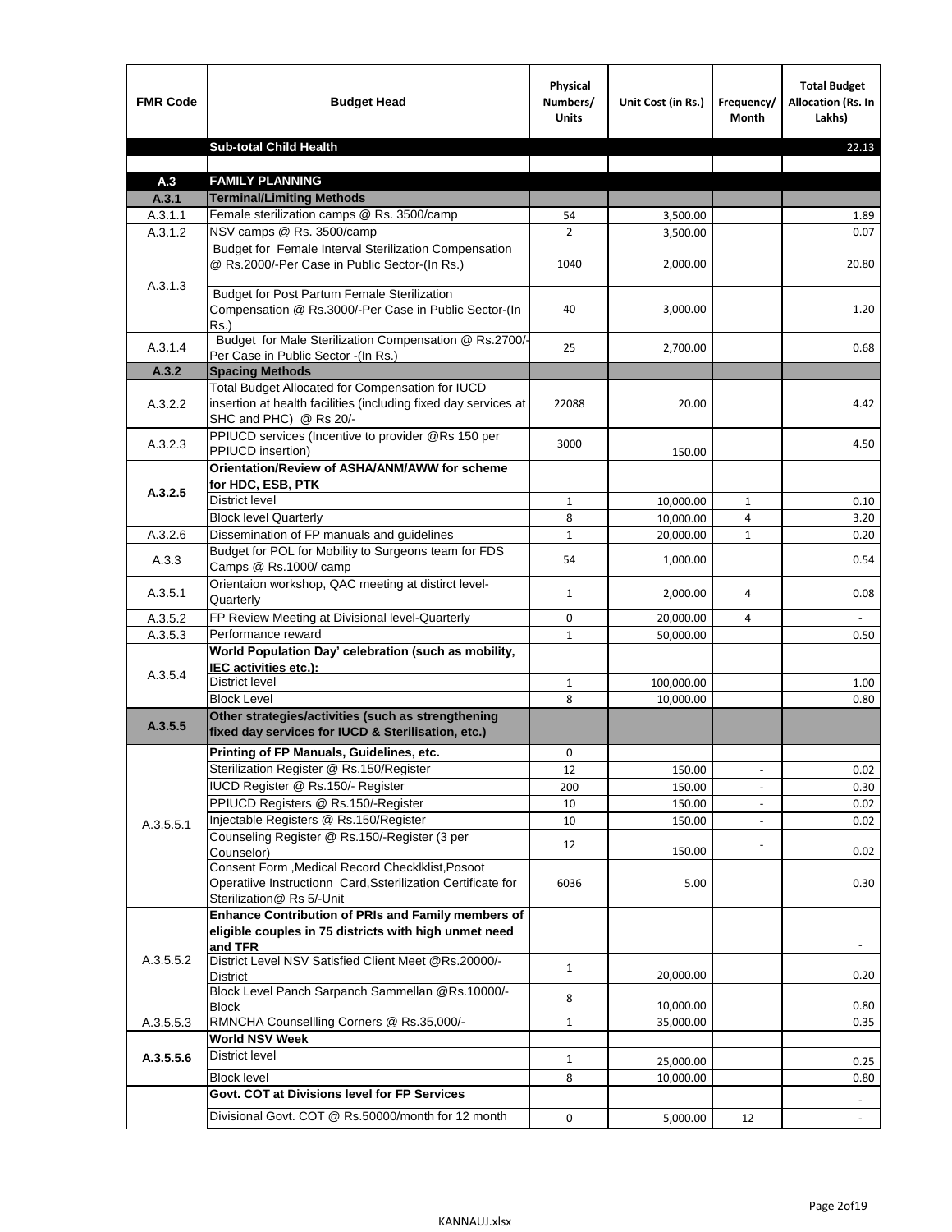| FMR Code | Budget Head | Physical Numbers/ Units | Unit Cost (in Rs.) | Frequency/ Month | Total Budget Allocation (Rs. In Lakhs) |
|---|---|---|---|---|---|
| | **Sub-total Child Health** | | | | 22.13 |
| | | | | | |
| **A.3** | **FAMILY PLANNING** | | | | |
| **A.3.1** | **Terminal/Limiting Methods** | | | | |
| A.3.1.1 | Female sterilization camps @ Rs. 3500/camp | 54 | 3,500.00 | | 1.89 |
| A.3.1.2 | NSV camps @ Rs. 3500/camp | 2 | 3,500.00 | | 0.07 |
| A.3.1.3 | Budget for Female Interval Sterilization Compensation @ Rs.2000/-Per Case in Public Sector-(In Rs.) | 1040 | 2,000.00 | | 20.80 |
| | Budget for Post Partum Female Sterilization Compensation @ Rs.3000/-Per Case in Public Sector-(In Rs.) | 40 | 3,000.00 | | 1.20 |
| A.3.1.4 | Budget for Male Sterilization Compensation @ Rs.2700/-Per Case in Public Sector -(In Rs.) | 25 | 2,700.00 | | 0.68 |
| **A.3.2** | **Spacing Methods** | | | | |
| A.3.2.2 | Total Budget Allocated for Compensation for IUCD insertion at health facilities (including fixed day services at SHC and PHC) @ Rs 20/- | 22088 | 20.00 | | 4.42 |
| A.3.2.3 | PPIUCD services (Incentive to provider @Rs 150 per PPIUCD insertion) | 3000 | 150.00 | | 4.50 |
| **A.3.2.5** | **Orientation/Review of ASHA/ANM/AWW for scheme for HDC, ESB, PTK** | | | | |
| | District level | 1 | 10,000.00 | 1 | 0.10 |
| | Block level Quarterly | 8 | 10,000.00 | 4 | 3.20 |
| A.3.2.6 | Dissemination of FP manuals and guidelines | 1 | 20,000.00 | 1 | 0.20 |
| A.3.3 | Budget for POL for Mobility to Surgeons team for FDS Camps @ Rs.1000/ camp | 54 | 1,000.00 | | 0.54 |
| A.3.5.1 | Orientaion workshop, QAC meeting at distirct level-Quarterly | 1 | 2,000.00 | 4 | 0.08 |
| A.3.5.2 | FP Review Meeting at Divisional level-Quarterly | 0 | 20,000.00 | 4 | - |
| A.3.5.3 | Performance reward | 1 | 50,000.00 | | 0.50 |
| A.3.5.4 | **World Population Day' celebration (such as mobility, IEC activities etc.):** | | | | |
| | District level | 1 | 100,000.00 | | 1.00 |
| | Block Level | 8 | 10,000.00 | | 0.80 |
| **A.3.5.5** | **Other strategies/activities (such as strengthening fixed day services for IUCD & Sterilisation, etc.)** | | | | |
| A.3.5.5.1 | **Printing of FP Manuals, Guidelines, etc.** | 0 | | | |
| | Sterilization Register @ Rs.150/Register | 12 | 150.00 | - | 0.02 |
| | IUCD Register @ Rs.150/- Register | 200 | 150.00 | - | 0.30 |
| | PPIUCD Registers @ Rs.150/-Register | 10 | 150.00 | - | 0.02 |
| | Injectable Registers @ Rs.150/Register | 10 | 150.00 | - | 0.02 |
| | Counseling Register @ Rs.150/-Register (3 per Counselor) | 12 | 150.00 | - | 0.02 |
| | Consent Form ,Medical Record Checklklist,Posoot Operatiive Instructionn Card,Ssterilization Certificate for Sterilization@ Rs 5/-Unit | 6036 | 5.00 | | 0.30 |
| A.3.5.5.2 | **Enhance Contribution of PRIs and Family members of eligible couples in 75 districts with high unmet need and TFR** | | | | - |
| | District Level NSV Satisfied Client Meet @Rs.20000/-District | 1 | 20,000.00 | | 0.20 |
| | Block Level Panch Sarpanch Sammellan @Rs.10000/-Block | 8 | 10,000.00 | | 0.80 |
| A.3.5.5.3 | RMNCHA Counsellling Corners @ Rs.35,000/- | 1 | 35,000.00 | | 0.35 |
| **A.3.5.5.6** | **World NSV Week** | | | | |
| | District level | 1 | 25,000.00 | | 0.25 |
| | Block level | 8 | 10,000.00 | | 0.80 |
| | **Govt. COT at Divisions level for FP Services** | | | | - |
| | Divisional Govt. COT @ Rs.50000/month for 12 month | 0 | 5,000.00 | 12 | - |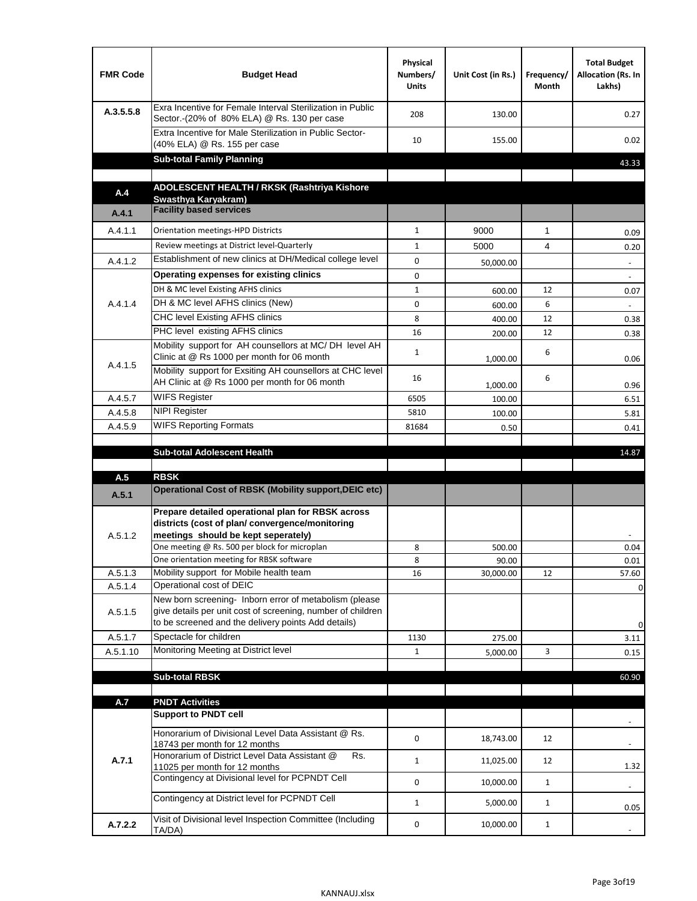| FMR Code | Budget Head | Physical Numbers/ Units | Unit Cost (in Rs.) | Frequency/ Month | Total Budget Allocation (Rs. In Lakhs) |
|---|---|---|---|---|---|
| A.3.5.5.8 | Exra Incentive for Female Interval Sterilization in Public Sector.-(20% of 80% ELA) @ Rs. 130 per case | 208 | 130.00 | | 0.27 |
| | Extra Incentive for Male Sterilization in Public Sector-(40% ELA) @ Rs. 155 per case | 10 | 155.00 | | 0.02 |
| | **Sub-total Family Planning** | | | | 43.33 |
| | | | | | |
| **A.4** | **ADOLESCENT HEALTH / RKSK (Rashtriya Kishore Swasthya Karyakram)** | | | | |
| **A.4.1** | **Facility based services** | | | | |
| A.4.1.1 | Orientation meetings-HPD Districts | 1 | 9000 | 1 | 0.09 |
| | Review meetings at District level-Quarterly | 1 | 5000 | 4 | 0.20 |
| A.4.1.2 | Establishment of new clinics at DH/Medical college level | 0 | 50,000.00 | | - |
| A.4.1.4 | **Operating expenses for existing clinics** | 0 | | | - |
| | DH & MC level Existing AFHS clinics | 1 | 600.00 | 12 | 0.07 |
| | DH & MC level AFHS clinics (New) | 0 | 600.00 | 6 | - |
| | CHC level Existing AFHS clinics | 8 | 400.00 | 12 | 0.38 |
| | PHC level existing AFHS clinics | 16 | 200.00 | 12 | 0.38 |
| A.4.1.5 | Mobility support for AH counsellors at MC/ DH level AH Clinic at @ Rs 1000 per month for 06 month | 1 | 1,000.00 | 6 | 0.06 |
| | Mobility support for Exsiting AH counsellors at CHC level AH Clinic at @ Rs 1000 per month for 06 month | 16 | 1,000.00 | 6 | 0.96 |
| A.4.5.7 | WIFS Register | 6505 | 100.00 | | 6.51 |
| A.4.5.8 | NIPI Register | 5810 | 100.00 | | 5.81 |
| A.4.5.9 | WIFS Reporting Formats | 81684 | 0.50 | | 0.41 |
| | | | | | |
| | **Sub-total Adolescent Health** | | | | 14.87 |
| | | | | | |
| **A.5** | **RBSK** | | | | |
| **A.5.1** | **Operational Cost of RBSK (Mobility support,DEIC etc)** | | | | |
| A.5.1.2 | **Prepare detailed operational plan for RBSK across districts (cost of plan/ convergence/monitoring meetings should be kept seperately)** | | | | - |
| | One meeting @ Rs. 500 per block for microplan | 8 | 500.00 | | 0.04 |
| | One orientation meeting for RBSK software | 8 | 90.00 | | 0.01 |
| A.5.1.3 | Mobility support for Mobile health team | 16 | 30,000.00 | 12 | 57.60 |
| A.5.1.4 | Operational cost of DEIC | | | | 0 |
| A.5.1.5 | New born screening- Inborn error of metabolism (please give details per unit cost of screening, number of children to be screened and the delivery points Add details) | | | | 0 |
| A.5.1.7 | Spectacle for children | 1130 | 275.00 | | 3.11 |
| A.5.1.10 | Monitoring Meeting at District level | 1 | 5,000.00 | 3 | 0.15 |
| | | | | | |
| | **Sub-total RBSK** | | | | 60.90 |
| | | | | | |
| **A.7** | **PNDT Activities** | | | | |
| **A.7.1** | **Support to PNDT cell** | | | | - |
| | Honorarium of Divisional Level Data Assistant @ Rs. 18743 per month for 12 months | 0 | 18,743.00 | 12 | - |
| | Honorarium of District Level Data Assistant @ Rs. 11025 per month for 12 months | 1 | 11,025.00 | 12 | 1.32 |
| | Contingency at Divisional level for PCPNDT Cell | 0 | 10,000.00 | 1 | - |
| | Contingency at District level for PCPNDT Cell | 1 | 5,000.00 | 1 | 0.05 |
| **A.7.2.2** | Visit of Divisional level Inspection Committee (Including TA/DA) | 0 | 10,000.00 | 1 | - |

KANNAUJ.xlsx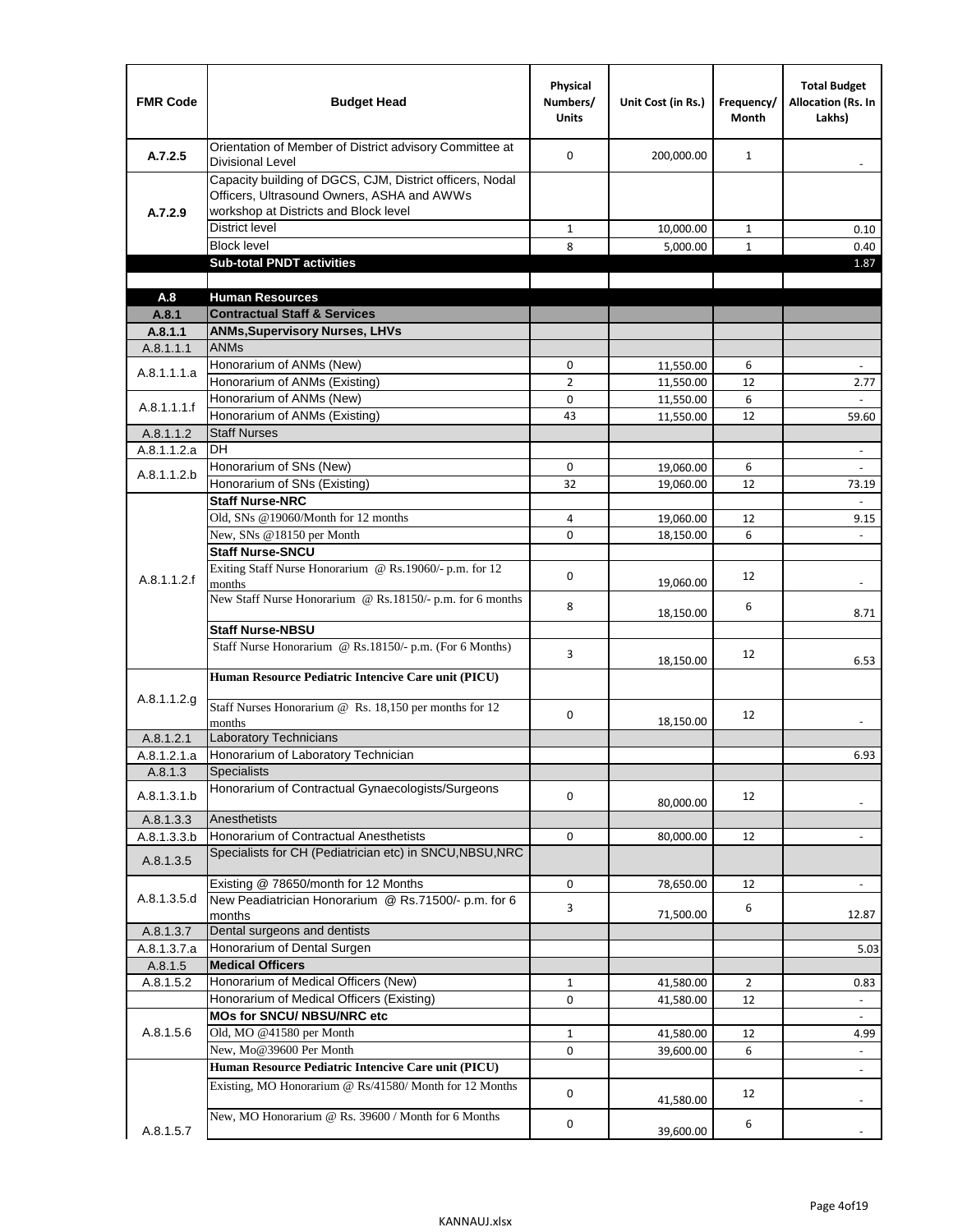| FMR Code | Budget Head | Physical Numbers/ Units | Unit Cost (in Rs.) | Frequency/ Month | Total Budget Allocation (Rs. In Lakhs) |
|---|---|---|---|---|---|
| A.7.2.5 | Orientation of Member of District advisory Committee at Divisional Level | 0 | 200,000.00 | 1 | - |
| A.7.2.9 | Capacity building of DGCS, CJM, District officers, Nodal Officers, Ultrasound Owners, ASHA and AWWs workshop at Districts and Block level | | | | |
| | District level | 1 | 10,000.00 | 1 | 0.10 |
| | Block level | 8 | 5,000.00 | 1 | 0.40 |
| | **Sub-total PNDT activities** | | | | 1.87 |
| | | | | | |
| **A.8** | **Human Resources** | | | | |
| **A.8.1** | **Contractual Staff & Services** | | | | |
| **A.8.1.1** | **ANMs,Supervisory Nurses, LHVs** | | | | |
| A.8.1.1.1 | ANMs | | | | |
| A.8.1.1.1.a | Honorarium of ANMs (New) | 0 | 11,550.00 | 6 | - |
| | Honorarium of ANMs (Existing) | 2 | 11,550.00 | 12 | 2.77 |
| A.8.1.1.1.f | Honorarium of ANMs (New) | 0 | 11,550.00 | 6 | - |
| | Honorarium of ANMs (Existing) | 43 | 11,550.00 | 12 | 59.60 |
| A.8.1.1.2 | Staff Nurses | | | | |
| A.8.1.1.2.a | DH | | | | - |
| A.8.1.1.2.b | Honorarium of SNs (New) | 0 | 19,060.00 | 6 | - |
| | Honorarium of SNs (Existing) | 32 | 19,060.00 | 12 | 73.19 |
| A.8.1.1.2.f | **Staff Nurse-NRC** | | | | - |
| | Old, SNs @19060/Month for 12 months | 4 | 19,060.00 | 12 | 9.15 |
| | New, SNs @18150 per Month | 0 | 18,150.00 | 6 | - |
| | **Staff Nurse-SNCU** | | | | |
| | Exiting Staff Nurse Honorarium @ Rs.19060/- p.m. for 12 months | 0 | 19,060.00 | 12 | - |
| | New Staff Nurse Honorarium @ Rs.18150/- p.m. for 6 months | 8 | 18,150.00 | 6 | 8.71 |
| | **Staff Nurse-NBSU** | | | | |
| | Staff Nurse Honorarium @ Rs.18150/- p.m. (For 6 Months) | 3 | 18,150.00 | 12 | 6.53 |
| A.8.1.1.2.g | **Human Resource Pediatric Intencive Care unit (PICU)** | | | | |
| | Staff Nurses Honorarium @ Rs. 18,150 per months for 12 months | 0 | 18,150.00 | 12 | - |
| A.8.1.2.1 | Laboratory Technicians | | | | |
| A.8.1.2.1.a | Honorarium of Laboratory Technician | | | | 6.93 |
| A.8.1.3 | Specialists | | | | |
| A.8.1.3.1.b | Honorarium of Contractual Gynaecologists/Surgeons | 0 | 80,000.00 | 12 | - |
| A.8.1.3.3 | Anesthetists | | | | |
| A.8.1.3.3.b | Honorarium of Contractual Anesthetists | 0 | 80,000.00 | 12 | - |
| A.8.1.3.5 | Specialists for CH (Pediatrician etc) in SNCU,NBSU,NRC | | | | |
| A.8.1.3.5.d | Existing @ 78650/month for 12 Months | 0 | 78,650.00 | 12 | - |
| | New Peadiatrician Honorarium @ Rs.71500/- p.m. for 6 months | 3 | 71,500.00 | 6 | 12.87 |
| A.8.1.3.7 | Dental surgeons and dentists | | | | |
| A.8.1.3.7.a | Honorarium of Dental Surgen | | | | 5.03 |
| A.8.1.5 | **Medical Officers** | | | | |
| A.8.1.5.2 | Honorarium of Medical Officers (New) | 1 | 41,580.00 | 2 | 0.83 |
| | Honorarium of Medical Officers (Existing) | 0 | 41,580.00 | 12 | - |
| A.8.1.5.6 | **MOs for SNCU/ NBSU/NRC etc** | | | | - |
| | Old, MO @41580 per Month | 1 | 41,580.00 | 12 | 4.99 |
| | New, Mo@39600 Per Month | 0 | 39,600.00 | 6 | - |
| A.8.1.5.7 | **Human Resource Pediatric Intencive Care unit (PICU)** | | | | - |
| | Existing, MO Honorarium @ Rs/41580/ Month for 12 Months | 0 | 41,580.00 | 12 | - |
| | New, MO Honorarium @ Rs. 39600 / Month for 6 Months | 0 | 39,600.00 | 6 | - |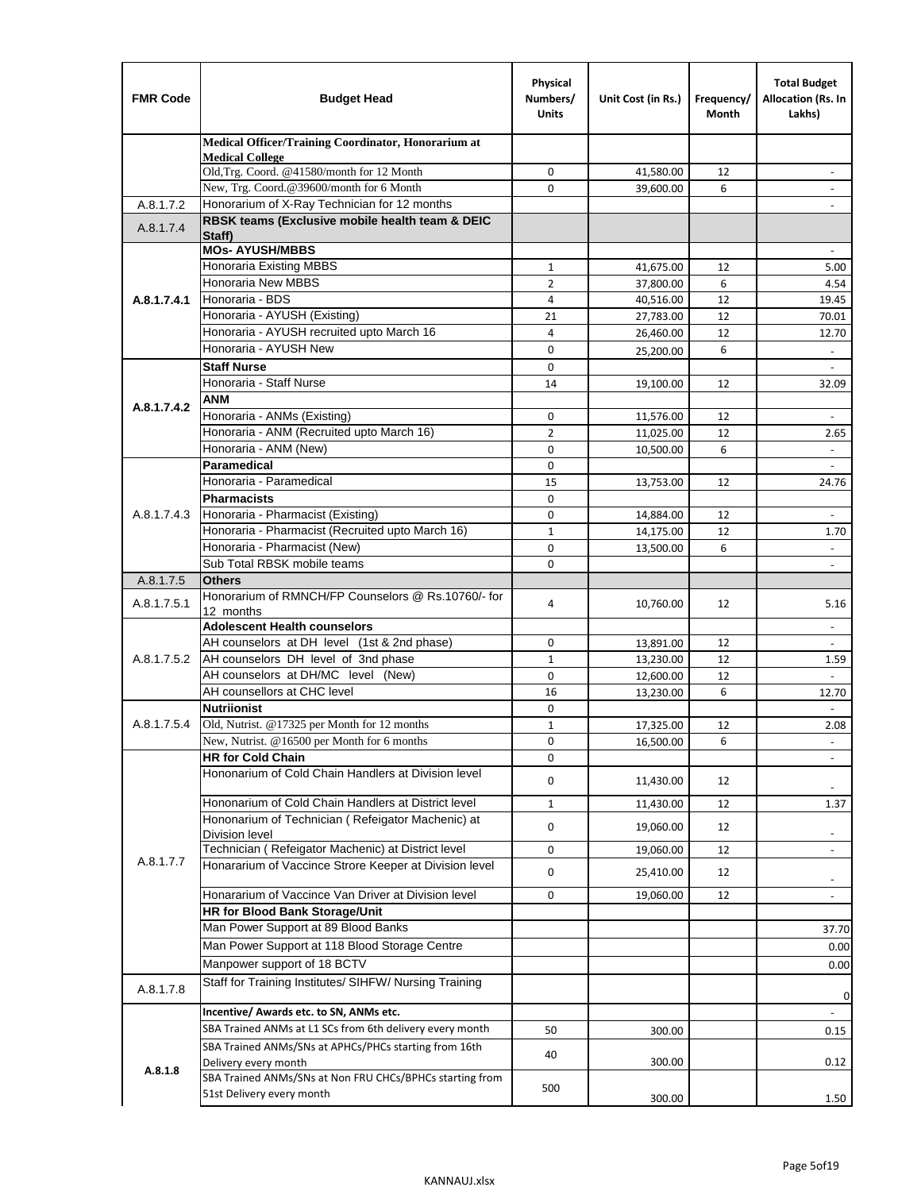| FMR Code | Budget Head | Physical Numbers/ Units | Unit Cost (in Rs.) | Frequency/ Month | Total Budget Allocation (Rs. In Lakhs) |
|---|---|---|---|---|---|
| | **Medical Officer/Training Coordinator, Honorarium at Medical College** | | | | |
| | Old,Trg. Coord. @41580/month for 12 Month | 0 | 41,580.00 | 12 | - |
| | New, Trg. Coord.@39600/month for 6 Month | 0 | 39,600.00 | 6 | - |
| A.8.1.7.2 | Honorarium of X-Ray Technician for 12 months | | | | - |
| A.8.1.7.4 | **RBSK teams (Exclusive mobile health team & DEIC Staff)** | | | | |
| A.8.1.7.4.1 | **MOs- AYUSH/MBBS** | | | | - |
| | Honoraria Existing MBBS | 1 | 41,675.00 | 12 | 5.00 |
| | Honoraria New MBBS | 2 | 37,800.00 | 6 | 4.54 |
| | Honoraria - BDS | 4 | 40,516.00 | 12 | 19.45 |
| | Honoraria - AYUSH (Existing) | 21 | 27,783.00 | 12 | 70.01 |
| | Honoraria - AYUSH recruited upto March 16 | 4 | 26,460.00 | 12 | 12.70 |
| | Honoraria - AYUSH New | 0 | 25,200.00 | 6 | - |
| A.8.1.7.4.2 | **Staff Nurse** | 0 | | | - |
| | Honoraria - Staff Nurse | 14 | 19,100.00 | 12 | 32.09 |
| | **ANM** | | | | |
| | Honoraria - ANMs (Existing) | 0 | 11,576.00 | 12 | - |
| | Honoraria - ANM (Recruited upto March 16) | 2 | 11,025.00 | 12 | 2.65 |
| | Honoraria - ANM (New) | 0 | 10,500.00 | 6 | - |
| A.8.1.7.4.3 | **Paramedical** | 0 | | | - |
| | Honoraria - Paramedical | 15 | 13,753.00 | 12 | 24.76 |
| | **Pharmacists** | 0 | | | |
| | Honoraria - Pharmacist (Existing) | 0 | 14,884.00 | 12 | - |
| | Honoraria - Pharmacist (Recruited upto March 16) | 1 | 14,175.00 | 12 | 1.70 |
| | Honoraria - Pharmacist (New) | 0 | 13,500.00 | 6 | - |
| | Sub Total RBSK mobile teams | 0 | | | - |
| A.8.1.7.5 | **Others** | | | | |
| A.8.1.7.5.1 | Honorarium of RMNCH/FP Counselors @ Rs.10760/- for 12 months | 4 | 10,760.00 | 12 | 5.16 |
| A.8.1.7.5.2 | **Adolescent Health counselors** | | | | - |
| | AH counselors at DH level (1st & 2nd phase) | 0 | 13,891.00 | 12 | - |
| | AH counselors DH level of 3nd phase | 1 | 13,230.00 | 12 | 1.59 |
| | AH counselors at DH/MC level (New) | 0 | 12,600.00 | 12 | - |
| | AH counsellors at CHC level | 16 | 13,230.00 | 6 | 12.70 |
| A.8.1.7.5.4 | **Nutriionist** | 0 | | | - |
| | Old, Nutrist. @17325 per Month for 12 months | 1 | 17,325.00 | 12 | 2.08 |
| | New, Nutrist. @16500 per Month for 6 months | 0 | 16,500.00 | 6 | - |
| A.8.1.7.7 | **HR for Cold Chain** | 0 | | | - |
| | Hononarium of Cold Chain Handlers at Division level | 0 | 11,430.00 | 12 | - |
| | Hononarium of Cold Chain Handlers at District level | 1 | 11,430.00 | 12 | 1.37 |
| | Hononarium of Technician ( Refeigator Machenic) at Division level | 0 | 19,060.00 | 12 | - |
| | Technician ( Refeigator Machenic) at District level | 0 | 19,060.00 | 12 | - |
| | Honararium of Vaccince Strore Keeper at Division level | 0 | 25,410.00 | 12 | - |
| | Honararium of Vaccince Van Driver at Division level | 0 | 19,060.00 | 12 | - |
| | **HR for Blood Bank Storage/Unit** | | | | |
| | Man Power Support at 89 Blood Banks | | | | 37.70 |
| | Man Power Support at 118 Blood Storage Centre | | | | 0.00 |
| | Manpower support of 18 BCTV | | | | 0.00 |
| A.8.1.7.8 | Staff for Training Institutes/ SIHFW/ Nursing Training | | | | 0 |
| A.8.1.8 | **Incentive/ Awards etc. to SN, ANMs etc.** | | | | - |
| | SBA Trained ANMs at L1 SCs from 6th delivery every month | 50 | 300.00 | | 0.15 |
| | SBA Trained ANMs/SNs at APHCs/PHCs starting from 16th Delivery every month | 40 | 300.00 | | 0.12 |
| | SBA Trained ANMs/SNs at Non FRU CHCs/BPHCs starting from 51st Delivery every month | 500 | 300.00 | | 1.50 |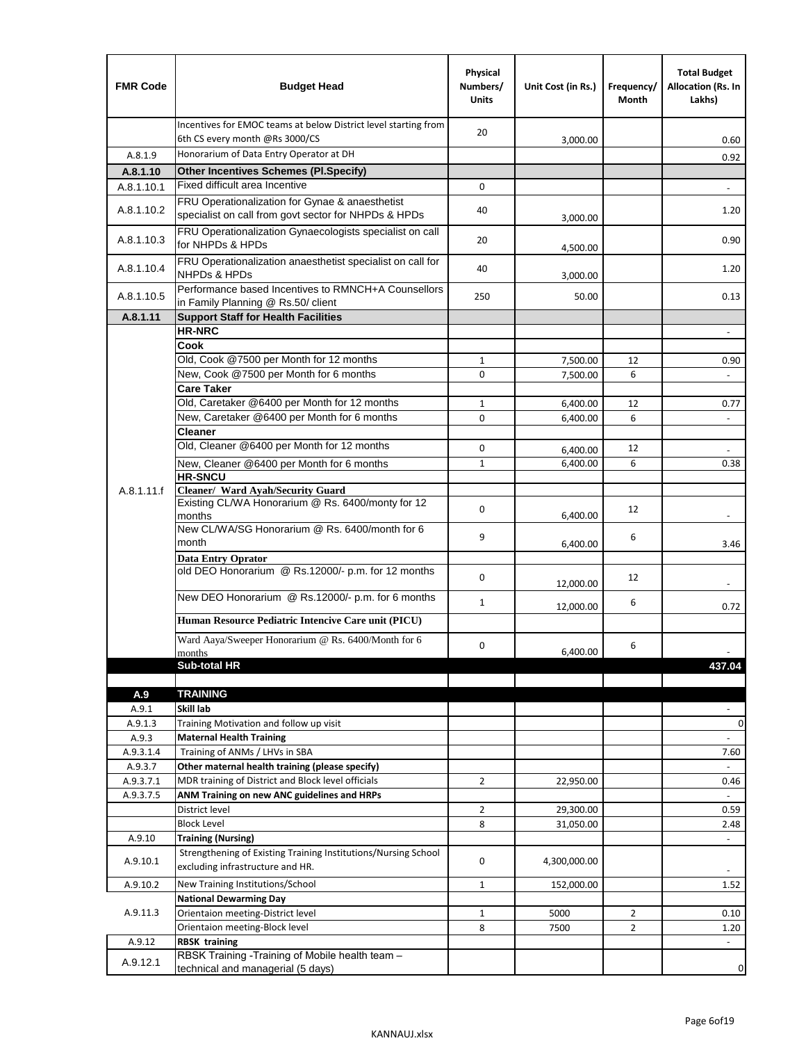| FMR Code | Budget Head | Physical Numbers/ Units | Unit Cost (in Rs.) | Frequency/ Month | Total Budget Allocation (Rs. In Lakhs) |
|---|---|---|---|---|---|
| | Incentives for EMOC teams at below District level starting from 6th CS every month @Rs 3000/CS | 20 | 3,000.00 | | 0.60 |
| A.8.1.9 | Honorarium of Data Entry Operator at DH | | | | 0.92 |
| **A.8.1.10** | **Other Incentives Schemes (Pl.Specify)** | | | | |
| A.8.1.10.1 | Fixed difficult area Incentive | 0 | | | - |
| A.8.1.10.2 | FRU Operationalization for Gynae & anaesthetist specialist on call from govt sector for NHPDs & HPDs | 40 | 3,000.00 | | 1.20 |
| A.8.1.10.3 | FRU Operationalization Gynaecologists specialist on call for NHPDs & HPDs | 20 | 4,500.00 | | 0.90 |
| A.8.1.10.4 | FRU Operationalization anaesthetist specialist on call for NHPDs & HPDs | 40 | 3,000.00 | | 1.20 |
| A.8.1.10.5 | Performance based Incentives to RMNCH+A Counsellors in Family Planning @ Rs.50/ client | 250 | 50.00 | | 0.13 |
| **A.8.1.11** | **Support Staff for Health Facilities** | | | | |
| A.8.1.11.f | **HR-NRC** | | | | - |
| | **Cook** | | | | |
| | Old, Cook @7500 per Month for 12 months | 1 | 7,500.00 | 12 | 0.90 |
| | New, Cook @7500 per Month for 6 months | 0 | 7,500.00 | 6 | - |
| | **Care Taker** | | | | |
| | Old, Caretaker @6400 per Month for 12 months | 1 | 6,400.00 | 12 | 0.77 |
| | New, Caretaker @6400 per Month for 6 months | 0 | 6,400.00 | 6 | - |
| | **Cleaner** | | | | |
| | Old, Cleaner @6400 per Month for 12 months | 0 | 6,400.00 | 12 | - |
| | New, Cleaner @6400 per Month for 6 months | 1 | 6,400.00 | 6 | 0.38 |
| | **HR-SNCU** | | | | |
| | **Cleaner/ Ward Ayah/Security Guard** | | | | |
| | Existing CL/WA Honorarium @ Rs. 6400/monty for 12 months | 0 | 6,400.00 | 12 | - |
| | New CL/WA/SG Honorarium @ Rs. 6400/month for 6 month | 9 | 6,400.00 | 6 | 3.46 |
| | **Data Entry Oprator** | | | | |
| | old DEO Honorarium @ Rs.12000/- p.m. for 12 months | 0 | 12,000.00 | 12 | - |
| | New DEO Honorarium @ Rs.12000/- p.m. for 6 months | 1 | 12,000.00 | 6 | 0.72 |
| | **Human Resource Pediatric Intencive Care unit (PICU)** | | | | |
| | Ward Aaya/Sweeper Honorarium @ Rs. 6400/Month for 6 months | 0 | 6,400.00 | 6 | - |
| | **Sub-total HR** | | | | **437.04** |
| | | | | | |
| **A.9** | **TRAINING** | | | | |
| A.9.1 | **Skill lab** | | | | - |
| A.9.1.3 | Training Motivation and follow up visit | | | | 0 |
| A.9.3 | **Maternal Health Training** | | | | - |
| A.9.3.1.4 | Training of ANMs / LHVs in SBA | | | | 7.60 |
| A.9.3.7 | **Other maternal health training (please specify)** | | | | - |
| A.9.3.7.1 | MDR training of District and Block level officials | 2 | 22,950.00 | | 0.46 |
| A.9.3.7.5 | **ANM Training on new ANC guidelines and HRPs** | | | | - |
| | District level | 2 | 29,300.00 | | 0.59 |
| | Block Level | 8 | 31,050.00 | | 2.48 |
| A.9.10 | **Training (Nursing)** | | | | - |
| A.9.10.1 | Strengthening of Existing Training Institutions/Nursing School excluding infrastructure and HR. | 0 | 4,300,000.00 | | - |
| A.9.10.2 | New Training Institutions/School | 1 | 152,000.00 | | 1.52 |
| A.9.11.3 | **National Dewarming Day** | | | | |
| | Orientaion meeting-District level | 1 | 5000 | 2 | 0.10 |
| | Orientaion meeting-Block level | 8 | 7500 | 2 | 1.20 |
| A.9.12 | **RBSK training** | | | | - |
| A.9.12.1 | RBSK Training -Training of Mobile health team – technical and managerial (5 days) | | | | 0 |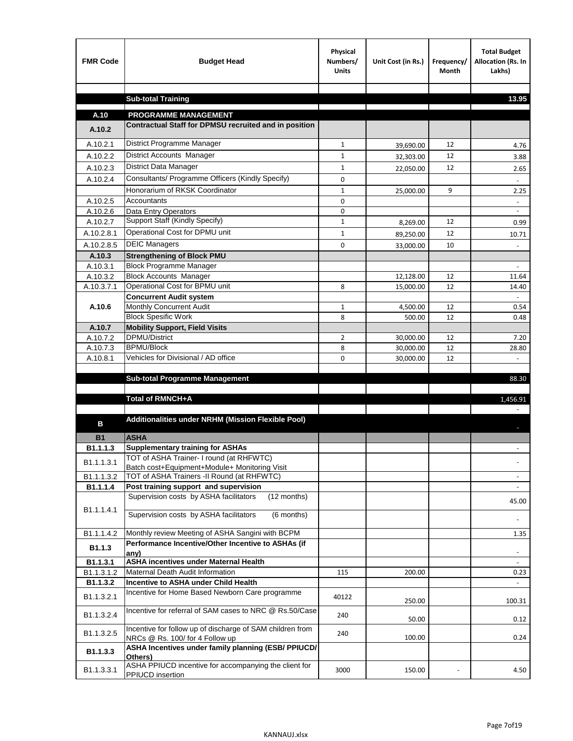| FMR Code | Budget Head | Physical Numbers/ Units | Unit Cost (in Rs.) | Frequency/ Month | Total Budget Allocation (Rs. In Lakhs) |
|---|---|---|---|---|---|
| | | | | | |
| | **Sub-total Training** | | | | **13.95** |
| | | | | | |
| **A.10** | **PROGRAMME MANAGEMENT** | | | | |
| **A.10.2** | **Contractual Staff for DPMSU recruited and in position** | | | | |
| A.10.2.1 | District Programme Manager | 1 | 39,690.00 | 12 | 4.76 |
| A.10.2.2 | District Accounts Manager | 1 | 32,303.00 | 12 | 3.88 |
| A.10.2.3 | District Data Manager | 1 | 22,050.00 | 12 | 2.65 |
| A.10.2.4 | Consultants/ Programme Officers (Kindly Specify) | 0 | | | - |
| | Honorarium of RKSK Coordinator | 1 | 25,000.00 | 9 | 2.25 |
| A.10.2.5 | Accountants | 0 | | | - |
| A.10.2.6 | Data Entry Operators | 0 | | | - |
| A.10.2.7 | Support Staff (Kindly Specify) | 1 | 8,269.00 | 12 | 0.99 |
| A.10.2.8.1 | Operational Cost for DPMU unit | 1 | 89,250.00 | 12 | 10.71 |
| A.10.2.8.5 | DEIC Managers | 0 | 33,000.00 | 10 | - |
| **A.10.3** | **Strengthening of Block PMU** | | | | |
| A.10.3.1 | Block Programme Manager | | | | - |
| A.10.3.2 | Block Accounts Manager | | 12,128.00 | 12 | 11.64 |
| A.10.3.7.1 | Operational Cost for BPMU unit | 8 | 15,000.00 | 12 | 14.40 |
| **A.10.6** | **Concurrent Audit system** | | | | - |
| | Monthly Concurrent Audit | 1 | 4,500.00 | 12 | 0.54 |
| | Block Spesific Work | 8 | 500.00 | 12 | 0.48 |
| **A.10.7** | **Mobility Support, Field Visits** | | | | |
| A.10.7.2 | DPMU/District | 2 | 30,000.00 | 12 | 7.20 |
| A.10.7.3 | BPMU/Block | 8 | 30,000.00 | 12 | 28.80 |
| A.10.8.1 | Vehicles for Divisional / AD office | 0 | 30,000.00 | 12 | - |
| | | | | | |
| | **Sub-total Programme Management** | | | | 88.30 |
| | | | | | |
| | **Total of RMNCH+A** | | | | 1,456.91 |
| | | | | | - |
| **B** | **Additionalities under NRHM (Mission Flexible Pool)** | | | | - |
| **B1** | **ASHA** | | | | |
| **B1.1.1.3** | **Supplementary training for ASHAs** | | | | - |
| B1.1.1.3.1 | TOT of ASHA Trainer- I round (at RHFWTC) Batch cost+Equipment+Module+ Monitoring Visit | | | | - |
| B1.1.1.3.2 | TOT of ASHA Trainers -II Round (at RHFWTC) | | | | - |
| **B1.1.1.4** | **Post training support and supervision** | | | | - |
| B1.1.1.4.1 | Supervision costs by ASHA facilitators (12 months) | | | | 45.00 |
| | Supervision costs by ASHA facilitators (6 months) | | | | - |
| B1.1.1.4.2 | Monthly review Meeting of ASHA Sangini with BCPM | | | | 1.35 |
| **B1.1.3** | **Performance Incentive/Other Incentive to ASHAs (if any)** | | | | - |
| **B1.1.3.1** | **ASHA incentives under Maternal Health** | | | | - |
| B1.1.3.1.2 | Maternal Death Audit Information | 115 | 200.00 | | 0.23 |
| **B1.1.3.2** | **Incentive to ASHA under Child Health** | | | | - |
| B1.1.3.2.1 | Incentive for Home Based Newborn Care programme | 40122 | 250.00 | | 100.31 |
| B1.1.3.2.4 | Incentive for referral of SAM cases to NRC @ Rs.50/Case | 240 | 50.00 | | 0.12 |
| B1.1.3.2.5 | Incentive for follow up of discharge of SAM children from NRCs @ Rs. 100/ for 4 Follow up | 240 | 100.00 | | 0.24 |
| **B1.1.3.3** | **ASHA Incentives under family planning (ESB/ PPIUCD/ Others)** | | | | |
| B1.1.3.3.1 | ASHA PPIUCD incentive for accompanying the client for PPIUCD insertion | 3000 | 150.00 | - | 4.50 |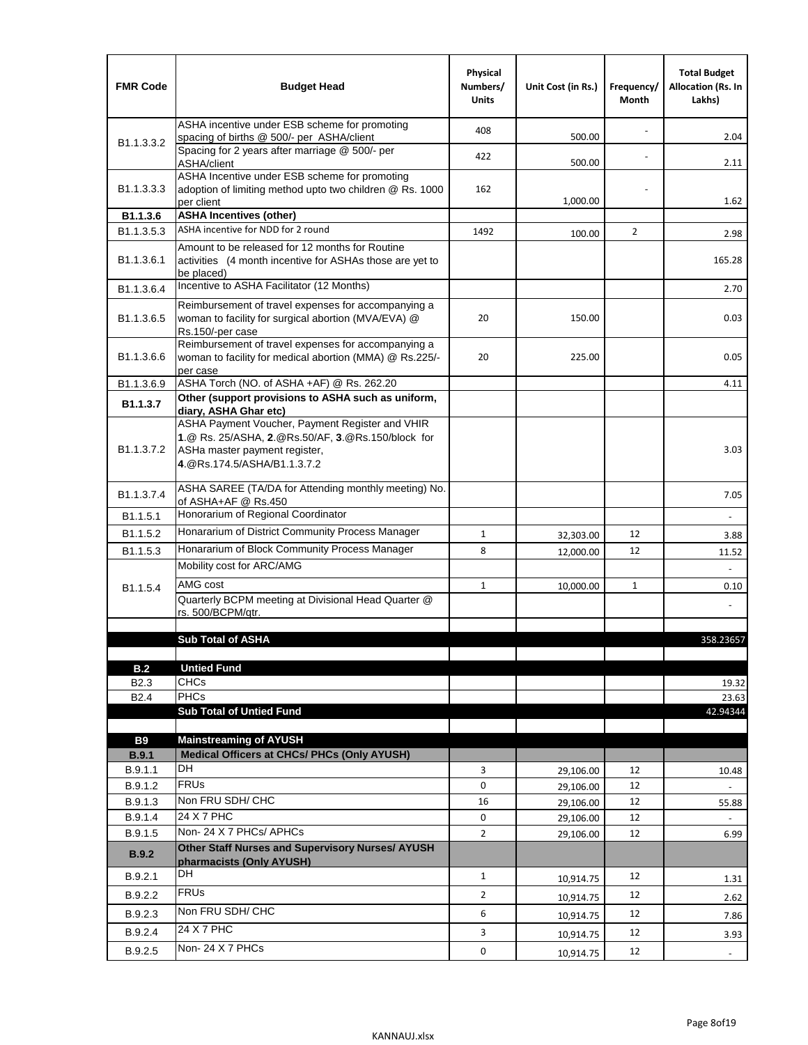| FMR Code | Budget Head | Physical Numbers/ Units | Unit Cost (in Rs.) | Frequency/ Month | Total Budget Allocation (Rs. In Lakhs) |
|---|---|---|---|---|---|
| B1.1.3.3.2 | ASHA incentive under ESB scheme for promoting spacing of births @ 500/- per ASHA/client | 408 | 500.00 | - | 2.04 |
| | Spacing for 2 years after marriage @ 500/- per ASHA/client | 422 | 500.00 | - | 2.11 |
| B1.1.3.3.3 | ASHA Incentive under ESB scheme for promoting adoption of limiting method upto two children @ Rs. 1000 per client | 162 | 1,000.00 | - | 1.62 |
| **B1.1.3.6** | **ASHA Incentives (other)** | | | | |
| B1.1.3.5.3 | ASHA incentive for NDD for 2 round | 1492 | 100.00 | 2 | 2.98 |
| B1.1.3.6.1 | Amount to be released for 12 months for Routine activities (4 month incentive for ASHAs those are yet to be placed) | | | | 165.28 |
| B1.1.3.6.4 | Incentive to ASHA Facilitator (12 Months) | | | | 2.70 |
| B1.1.3.6.5 | Reimbursement of travel expenses for accompanying a woman to facility for surgical abortion (MVA/EVA) @ Rs.150/-per case | 20 | 150.00 | | 0.03 |
| B1.1.3.6.6 | Reimbursement of travel expenses for accompanying a woman to facility for medical abortion (MMA) @ Rs.225/-per case | 20 | 225.00 | | 0.05 |
| B1.1.3.6.9 | ASHA Torch (NO. of ASHA +AF) @ Rs. 262.20 | | | | 4.11 |
| **B1.1.3.7** | **Other (support provisions to ASHA such as uniform, diary, ASHA Ghar etc)** | | | | |
| B1.1.3.7.2 | ASHA Payment Voucher, Payment Register and VHIR **1**.@ Rs. 25/ASHA, **2**.@Rs.50/AF, **3**.@Rs.150/block for ASHa master payment register, **4**.@Rs.174.5/ASHA/B1.1.3.7.2 | | | | 3.03 |
| B1.1.3.7.4 | ASHA SAREE (TA/DA for Attending monthly meeting) No. of ASHA+AF @ Rs.450 | | | | 7.05 |
| B1.1.5.1 | Honorarium of Regional Coordinator | | | | - |
| B1.1.5.2 | Honararium of District Community Process Manager | 1 | 32,303.00 | 12 | 3.88 |
| B1.1.5.3 | Honararium of Block Community Process Manager | 8 | 12,000.00 | 12 | 11.52 |
| B1.1.5.4 | Mobility cost for ARC/AMG | | | | - |
| | AMG cost | 1 | 10,000.00 | 1 | 0.10 |
| | Quarterly BCPM meeting at Divisional Head Quarter @ rs. 500/BCPM/qtr. | | | | - |
| | | | | | |
| | **Sub Total of ASHA** | | | | 358.23657 |
| | | | | | |
| **B.2** | **Untied Fund** | | | | |
| B2.3 | CHCs | | | | 19.32 |
| B2.4 | PHCs | | | | 23.63 |
| | **Sub Total of Untied Fund** | | | | 42.94344 |
| | | | | | |
| **B9** | **Mainstreaming of AYUSH** | | | | |
| **B.9.1** | **Medical Officers at CHCs/ PHCs (Only AYUSH)** | | | | |
| B.9.1.1 | DH | 3 | 29,106.00 | 12 | 10.48 |
| B.9.1.2 | FRUs | 0 | 29,106.00 | 12 | - |
| B.9.1.3 | Non FRU SDH/ CHC | 16 | 29,106.00 | 12 | 55.88 |
| B.9.1.4 | 24 X 7 PHC | 0 | 29,106.00 | 12 | - |
| B.9.1.5 | Non- 24 X 7 PHCs/ APHCs | 2 | 29,106.00 | 12 | 6.99 |
| **B.9.2** | **Other Staff Nurses and Supervisory Nurses/ AYUSH pharmacists (Only AYUSH)** | | | | |
| B.9.2.1 | DH | 1 | 10,914.75 | 12 | 1.31 |
| B.9.2.2 | FRUs | 2 | 10,914.75 | 12 | 2.62 |
| B.9.2.3 | Non FRU SDH/ CHC | 6 | 10,914.75 | 12 | 7.86 |
| B.9.2.4 | 24 X 7 PHC | 3 | 10,914.75 | 12 | 3.93 |
| B.9.2.5 | Non- 24 X 7 PHCs | 0 | 10,914.75 | 12 | - |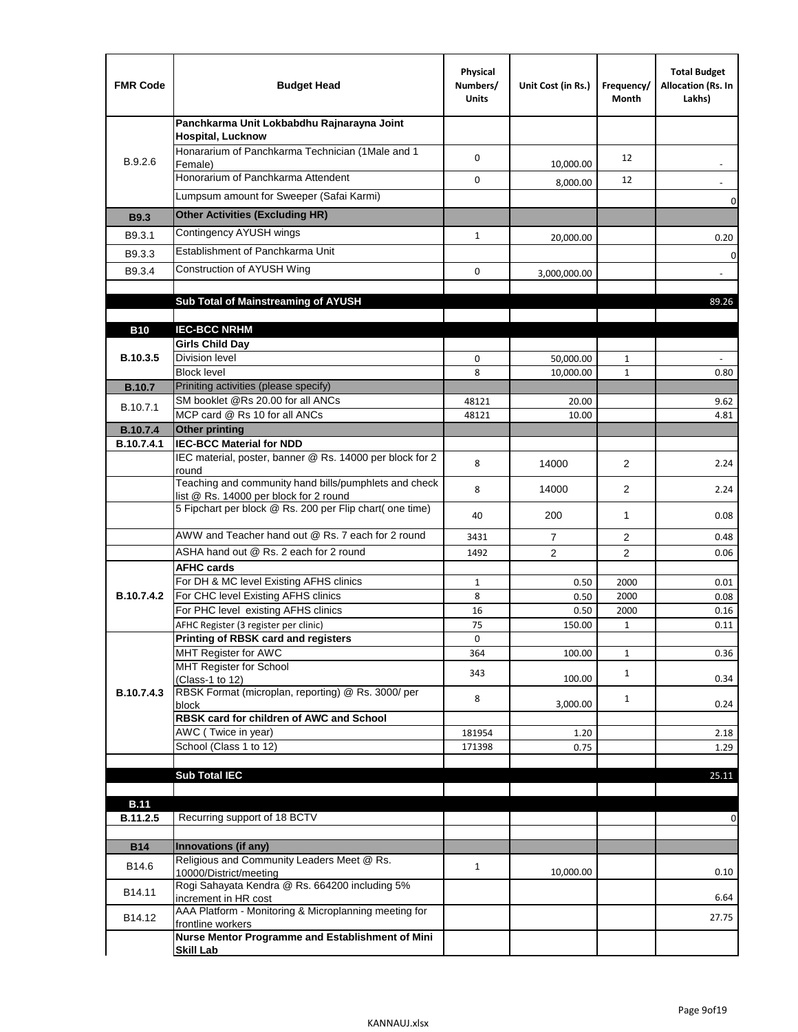| FMR Code | Budget Head | Physical Numbers/ Units | Unit Cost (in Rs.) | Frequency/ Month | Total Budget Allocation (Rs. In Lakhs) |
|---|---|---|---|---|---|
| B.9.2.6 | **Panchkarma Unit Lokbabdhu Rajnarayna Joint Hospital, Lucknow** | | | | |
| | Honararium of Panchkarma Technician (1Male and 1 Female) | 0 | 10,000.00 | 12 | - |
| | Honorarium of Panchkarma Attendent | 0 | 8,000.00 | 12 | - |
| | Lumpsum amount for Sweeper (Safai Karmi) | | | | 0 |
| **B9.3** | **Other Activities (Excluding HR)** | | | | |
| B9.3.1 | Contingency AYUSH wings | 1 | 20,000.00 | | 0.20 |
| B9.3.3 | Establishment of Panchkarma Unit | | | | 0 |
| B9.3.4 | Construction of AYUSH Wing | 0 | 3,000,000.00 | | - |
| | | | | | |
| | **Sub Total of Mainstreaming of AYUSH** | | | | 89.26 |
| | | | | | |
| **B10** | **IEC-BCC NRHM** | | | | |
| **B.10.3.5** | **Girls Child Day** | | | | |
| | Division level | 0 | 50,000.00 | 1 | - |
| | Block level | 8 | 10,000.00 | 1 | 0.80 |
| **B.10.7** | Priniting activities (please specify) | | | | |
| B.10.7.1 | SM booklet @Rs 20.00 for all ANCs | 48121 | 20.00 | | 9.62 |
| | MCP card @ Rs 10 for all ANCs | 48121 | 10.00 | | 4.81 |
| **B.10.7.4** | **Other printing** | | | | |
| **B.10.7.4.1** | **IEC-BCC Material for NDD** | | | | |
| | IEC material, poster, banner @ Rs. 14000 per block for 2 round | 8 | 14000 | 2 | 2.24 |
| | Teaching and community hand bills/pumphlets and check list @ Rs. 14000 per block for 2 round | 8 | 14000 | 2 | 2.24 |
| | 5 Fipchart per block @ Rs. 200 per Flip chart( one time) | 40 | 200 | 1 | 0.08 |
| | AWW and Teacher hand out @ Rs. 7 each for 2 round | 3431 | 7 | 2 | 0.48 |
| | ASHA hand out @ Rs. 2 each for 2 round | 1492 | 2 | 2 | 0.06 |
| **B.10.7.4.2** | **AFHC cards** | | | | |
| | For DH & MC level Existing AFHS clinics | 1 | 0.50 | 2000 | 0.01 |
| | For CHC level Existing AFHS clinics | 8 | 0.50 | 2000 | 0.08 |
| | For PHC level existing AFHS clinics | 16 | 0.50 | 2000 | 0.16 |
| | AFHC Register (3 register per clinic) | 75 | 150.00 | 1 | 0.11 |
| **B.10.7.4.3** | **Printing of RBSK card and registers** | 0 | | | |
| | MHT Register for AWC | 364 | 100.00 | 1 | 0.36 |
| | MHT Register for School (Class-1 to 12) | 343 | 100.00 | 1 | 0.34 |
| | RBSK Format (microplan, reporting) @ Rs. 3000/ per block | 8 | 3,000.00 | 1 | 0.24 |
| | **RBSK card for children of AWC and School** | | | | |
| | AWC ( Twice in year) | 181954 | 1.20 | | 2.18 |
| | School (Class 1 to 12) | 171398 | 0.75 | | 1.29 |
| | | | | | |
| | **Sub Total IEC** | | | | 25.11 |
| | | | | | |
| **B.11** | | | | | |
| **B.11.2.5** | Recurring support of 18 BCTV | | | | 0 |
| | | | | | |
| **B14** | **Innovations (if any)** | | | | |
| B14.6 | Religious and Community Leaders Meet @ Rs. 10000/District/meeting | 1 | 10,000.00 | | 0.10 |
| B14.11 | Rogi Sahayata Kendra @ Rs. 664200 including 5% increment in HR cost | | | | 6.64 |
| B14.12 | AAA Platform - Monitoring & Microplanning meeting for frontline workers | | | | 27.75 |
| | **Nurse Mentor Programme and Establishment of Mini Skill Lab** | | | | |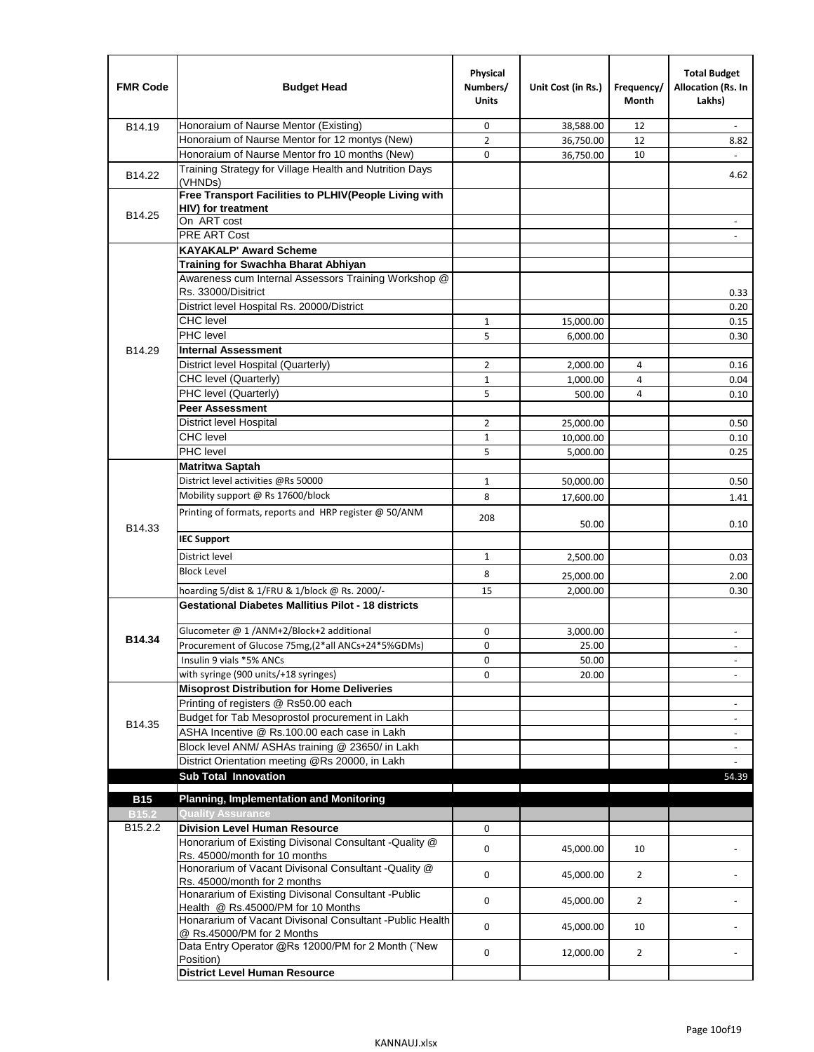| FMR Code | Budget Head | Physical Numbers/ Units | Unit Cost (in Rs.) | Frequency/ Month | Total Budget Allocation (Rs. In Lakhs) |
|---|---|---|---|---|---|
| B14.19 | Honoraium of Naurse Mentor (Existing) | 0 | 38,588.00 | 12 | - |
| | Honoraium of Naurse Mentor for 12 montys (New) | 2 | 36,750.00 | 12 | 8.82 |
| | Honoraium of Naurse Mentor fro 10 months (New) | 0 | 36,750.00 | 10 | - |
| B14.22 | Training Strategy for Village Health and Nutrition Days (VHNDs) | | | | 4.62 |
| B14.25 | **Free Transport Facilities to PLHIV(People Living with HIV) for treatment** | | | | |
| | On ART cost | | | | - |
| | PRE ART Cost | | | | - |
| B14.29 | **KAYAKALP' Award Scheme** | | | | |
| | **Training for Swachha Bharat Abhiyan** | | | | |
| | Awareness cum Internal Assessors Training Workshop @ Rs. 33000/Disitrict | | | | 0.33 |
| | District level Hospital Rs. 20000/District | | | | 0.20 |
| | CHC level | 1 | 15,000.00 | | 0.15 |
| | PHC level | 5 | 6,000.00 | | 0.30 |
| | **Internal Assessment** | | | | |
| | District level Hospital (Quarterly) | 2 | 2,000.00 | 4 | 0.16 |
| | CHC level (Quarterly) | 1 | 1,000.00 | 4 | 0.04 |
| | PHC level (Quarterly) | 5 | 500.00 | 4 | 0.10 |
| | **Peer Assessment** | | | | |
| | District level Hospital | 2 | 25,000.00 | | 0.50 |
| | CHC level | 1 | 10,000.00 | | 0.10 |
| | PHC level | 5 | 5,000.00 | | 0.25 |
| B14.33 | **Matritwa Saptah** | | | | |
| | District level activities @Rs 50000 | 1 | 50,000.00 | | 0.50 |
| | Mobility support @ Rs 17600/block | 8 | 17,600.00 | | 1.41 |
| | Printing of formats, reports and HRP register @ 50/ANM | 208 | 50.00 | | 0.10 |
| | **IEC Support** | | | | |
| | District level | 1 | 2,500.00 | | 0.03 |
| | Block Level | 8 | 25,000.00 | | 2.00 |
| | hoarding 5/dist & 1/FRU & 1/block @ Rs. 2000/- | 15 | 2,000.00 | | 0.30 |
| **B14.34** | **Gestational Diabetes Mallitius Pilot - 18 districts** | | | | |
| | Glucometer @ 1 /ANM+2/Block+2 additional | 0 | 3,000.00 | | - |
| | Procurement of Glucose 75mg,(2*all ANCs+24*5%GDMs) | 0 | 25.00 | | - |
| | Insulin 9 vials *5% ANCs | 0 | 50.00 | | - |
| | with syringe (900 units/+18 syringes) | 0 | 20.00 | | - |
| B14.35 | **Misoprost Distribution for Home Deliveries** | | | | |
| | Printing of registers @ Rs50.00 each | | | | - |
| | Budget for Tab Mesoprostol procurement in Lakh | | | | - |
| | ASHA Incentive @ Rs.100.00 each case in Lakh | | | | - |
| | Block level ANM/ ASHAs training @ 23650/ in Lakh | | | | - |
| | District Orientation meeting @Rs 20000, in Lakh | | | | - |
| | **Sub Total Innovation** | | | | 54.39 |
| **B15** | **Planning, Implementation and Monitoring** | | | | |
| **B15.2** | **Quality Assurance** | | | | |
| B15.2.2 | **Division Level Human Resource** | 0 | | | |
| | Honorarium of Existing Divisonal Consultant -Quality @ Rs. 45000/month for 10 months | 0 | 45,000.00 | 10 | - |
| | Honorarium of Vacant Divisonal Consultant -Quality @ Rs. 45000/month for 2 months | 0 | 45,000.00 | 2 | - |
| | Honararium of Existing Divisonal Consultant -Public Health @ Rs.45000/PM for 10 Months | 0 | 45,000.00 | 2 | - |
| | Honararium of Vacant Divisonal Consultant -Public Health @ Rs.45000/PM for 2 Months | 0 | 45,000.00 | 10 | - |
| | Data Entry Operator @Rs 12000/PM for 2 Month ("New Position) | 0 | 12,000.00 | 2 | - |
| | **District Level Human Resource** | | | | |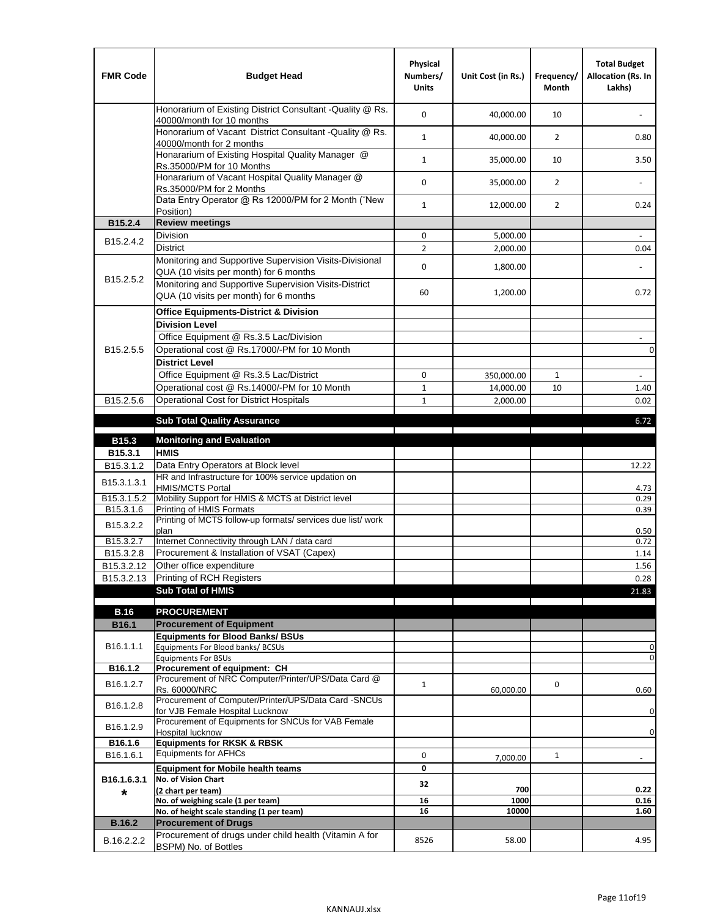| FMR Code | Budget Head | Physical Numbers/ Units | Unit Cost (in Rs.) | Frequency/ Month | Total Budget Allocation (Rs. In Lakhs) |
|---|---|---|---|---|---|
| | Honorarium of Existing District Consultant -Quality @ Rs. 40000/month for 10 months | 0 | 40,000.00 | 10 | - |
| | Honorarium of Vacant District Consultant -Quality @ Rs. 40000/month for 2 months | 1 | 40,000.00 | 2 | 0.80 |
| | Honararium of Existing Hospital Quality Manager @ Rs.35000/PM for 10 Months | 1 | 35,000.00 | 10 | 3.50 |
| | Honararium of Vacant Hospital Quality Manager @ Rs.35000/PM for 2 Months | 0 | 35,000.00 | 2 | - |
| | Data Entry Operator @ Rs 12000/PM for 2 Month (˜New Position) | 1 | 12,000.00 | 2 | 0.24 |
| **B15.2.4** | **Review meetings** | | | | |
| B15.2.4.2 | Division | 0 | 5,000.00 | | - |
| | District | 2 | 2,000.00 | | 0.04 |
| B15.2.5.2 | Monitoring and Supportive Supervision Visits-Divisional QUA (10 visits per month) for 6 months | 0 | 1,800.00 | | - |
| | Monitoring and Supportive Supervision Visits-District QUA (10 visits per month) for 6 months | 60 | 1,200.00 | | 0.72 |
| B15.2.5.5 | **Office Equipments-District & Division** | | | | |
| | **Division Level** | | | | |
| | Office Equipment @ Rs.3.5 Lac/Division | | | | - |
| | Operational cost @ Rs.17000/-PM for 10 Month | | | | 0 |
| | **District Level** | | | | |
| | Office Equipment @ Rs.3.5 Lac/District | 0 | 350,000.00 | 1 | - |
| | Operational cost @ Rs.14000/-PM for 10 Month | 1 | 14,000.00 | 10 | 1.40 |
| B15.2.5.6 | Operational Cost for District Hospitals | 1 | 2,000.00 | | 0.02 |
| | **Sub Total Quality Assurance** | | | | 6.72 |
| **B15.3** | **Monitoring and Evaluation** | | | | |
| **B15.3.1** | **HMIS** | | | | |
| B15.3.1.2 | Data Entry Operators at Block level | | | | 12.22 |
| B15.3.1.3.1 | HR and Infrastructure for 100% service updation on HMIS/MCTS Portal | | | | 4.73 |
| B15.3.1.5.2 | Mobility Support for HMIS & MCTS at District level | | | | 0.29 |
| B15.3.1.6 | Printing of HMIS Formats | | | | 0.39 |
| B15.3.2.2 | Printing of MCTS follow-up formats/ services due list/ work plan | | | | 0.50 |
| B15.3.2.7 | Internet Connectivity through LAN / data card | | | | 0.72 |
| B15.3.2.8 | Procurement & Installation of VSAT (Capex) | | | | 1.14 |
| B15.3.2.12 | Other office expenditure | | | | 1.56 |
| B15.3.2.13 | Printing of RCH Registers | | | | 0.28 |
| | **Sub Total of HMIS** | | | | 21.83 |
| **B.16** | **PROCUREMENT** | | | | |
| **B16.1** | **Procurement of Equipment** | | | | |
| B16.1.1.1 | **Equipments for Blood Banks/ BSUs** | | | | |
| | Equipments For Blood banks/ BCSUs | | | | 0 |
| | Equipments For BSUs | | | | 0 |
| **B16.1.2** | **Procurement of equipment: CH** | | | | |
| B16.1.2.7 | Procurement of NRC Computer/Printer/UPS/Data Card @ Rs. 60000/NRC | 1 | 60,000.00 | 0 | 0.60 |
| B16.1.2.8 | Procurement of Computer/Printer/UPS/Data Card -SNCUs for VJB Female Hospital Lucknow | | | | 0 |
| B16.1.2.9 | Procurement of Equipments for SNCUs for VAB Female Hospital lucknow | | | | 0 |
| **B16.1.6** | **Equipments for RKSK & RBSK** | | | | |
| B16.1.6.1 | Equipments for AFHCs | 0 | 7,000.00 | 1 | - |
| **B16.1.6.3.1 *** | **Equipment for Mobile health teams** | **0** | | | |
| | **No. of Vision Chart (2 chart per team)** | **32** | **700** | | **0.22** |
| | **No. of weighing scale (1 per team)** | **16** | **1000** | | **0.16** |
| | **No. of height scale standing (1 per team)** | **16** | **10000** | | **1.60** |
| **B.16.2** | **Procurement of Drugs** | | | | |
| B.16.2.2.2 | Procurement of drugs under child health (Vitamin A for BSPM) No. of Bottles | 8526 | 58.00 | | 4.95 |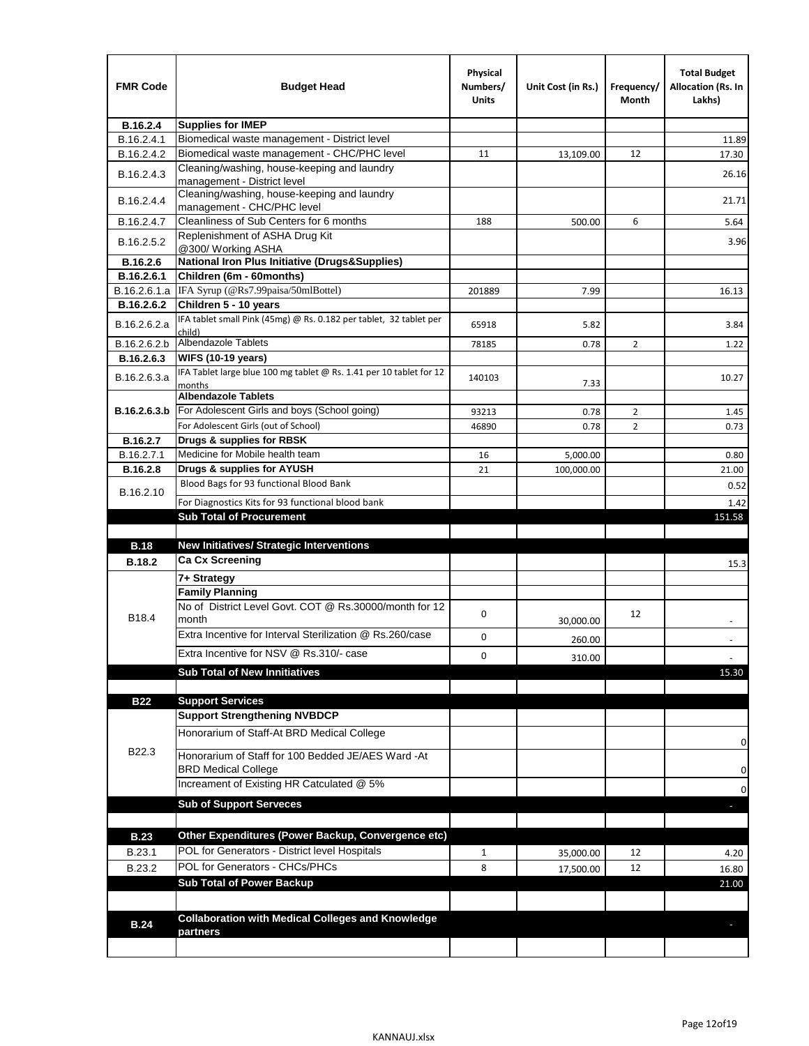| FMR Code | Budget Head | Physical Numbers/ Units | Unit Cost (in Rs.) | Frequency/ Month | Total Budget Allocation (Rs. In Lakhs) |
|---|---|---|---|---|---|
| **B.16.2.4** | **Supplies for IMEP** | | | | |
| B.16.2.4.1 | Biomedical waste management - District level | | | | 11.89 |
| B.16.2.4.2 | Biomedical waste management - CHC/PHC level | 11 | 13,109.00 | 12 | 17.30 |
| B.16.2.4.3 | Cleaning/washing, house-keeping and laundry management - District level | | | | 26.16 |
| B.16.2.4.4 | Cleaning/washing, house-keeping and laundry management - CHC/PHC level | | | | 21.71 |
| B.16.2.4.7 | Cleanliness of Sub Centers for 6 months | 188 | 500.00 | 6 | 5.64 |
| B.16.2.5.2 | Replenishment of ASHA Drug Kit @300/ Working ASHA | | | | 3.96 |
| **B.16.2.6** | **National Iron Plus Initiative (Drugs&Supplies)** | | | | |
| **B.16.2.6.1** | **Children (6m - 60months)** | | | | |
| B.16.2.6.1.a | IFA Syrup (@Rs7.99paisa/50mlBottel) | 201889 | 7.99 | | 16.13 |
| **B.16.2.6.2** | **Children 5 - 10 years** | | | | |
| B.16.2.6.2.a | IFA tablet small Pink (45mg) @ Rs. 0.182 per tablet, 32 tablet per child) | 65918 | 5.82 | | 3.84 |
| B.16.2.6.2.b | Albendazole Tablets | 78185 | 0.78 | 2 | 1.22 |
| **B.16.2.6.3** | **WIFS (10-19 years)** | | | | |
| B.16.2.6.3.a | IFA Tablet large blue 100 mg tablet @ Rs. 1.41 per 10 tablet for 12 months | 140103 | 7.33 | | 10.27 |
| **B.16.2.6.3.b** | **Albendazole Tablets** | | | | |
| | For Adolescent Girls and boys (School going) | 93213 | 0.78 | 2 | 1.45 |
| | For Adolescent Girls (out of School) | 46890 | 0.78 | 2 | 0.73 |
| **B.16.2.7** | **Drugs & supplies for RBSK** | | | | |
| B.16.2.7.1 | Medicine for Mobile health team | 16 | 5,000.00 | | 0.80 |
| **B.16.2.8** | **Drugs & supplies for AYUSH** | 21 | 100,000.00 | | 21.00 |
| B.16.2.10 | Blood Bags for 93 functional Blood Bank | | | | 0.52 |
| | For Diagnostics Kits for 93 functional blood bank | | | | 1.42 |
| | **Sub Total of Procurement** | | | | 151.58 |
| | | | | | |
| **B.18** | **New Initiatives/ Strategic Interventions** | | | | |
| **B.18.2** | **Ca Cx Screening** | | | | 15.3 |
| B18.4 | **7+ Strategy** | | | | |
| | **Family Planning** | | | | |
| | No of District Level Govt. COT @ Rs.30000/month for 12 month | 0 | 30,000.00 | 12 | - |
| | Extra Incentive for Interval Sterilization @ Rs.260/case | 0 | 260.00 | | - |
| | Extra Incentive for NSV @ Rs.310/- case | 0 | 310.00 | | - |
| | **Sub Total of New Innitiatives** | | | | 15.30 |
| | | | | | |
| **B22** | **Support Services** | | | | |
| B22.3 | **Support Strengthening NVBDCP** | | | | |
| | Honorarium of Staff-At BRD Medical College | | | | 0 |
| | Honorarium of Staff for 100 Bedded JE/AES Ward -At BRD Medical College | | | | 0 |
| | Increament of Existing HR Catculated @ 5% | | | | 0 |
| | **Sub of Support Serveces** | | | | - |
| | | | | | |
| **B.23** | **Other Expenditures (Power Backup, Convergence etc)** | | | | |
| B.23.1 | POL for Generators - District level Hospitals | 1 | 35,000.00 | 12 | 4.20 |
| B.23.2 | POL for Generators - CHCs/PHCs | 8 | 17,500.00 | 12 | 16.80 |
| | **Sub Total of Power Backup** | | | | 21.00 |
| | | | | | |
| **B.24** | **Collaboration with Medical Colleges and Knowledge partners** | | | | - |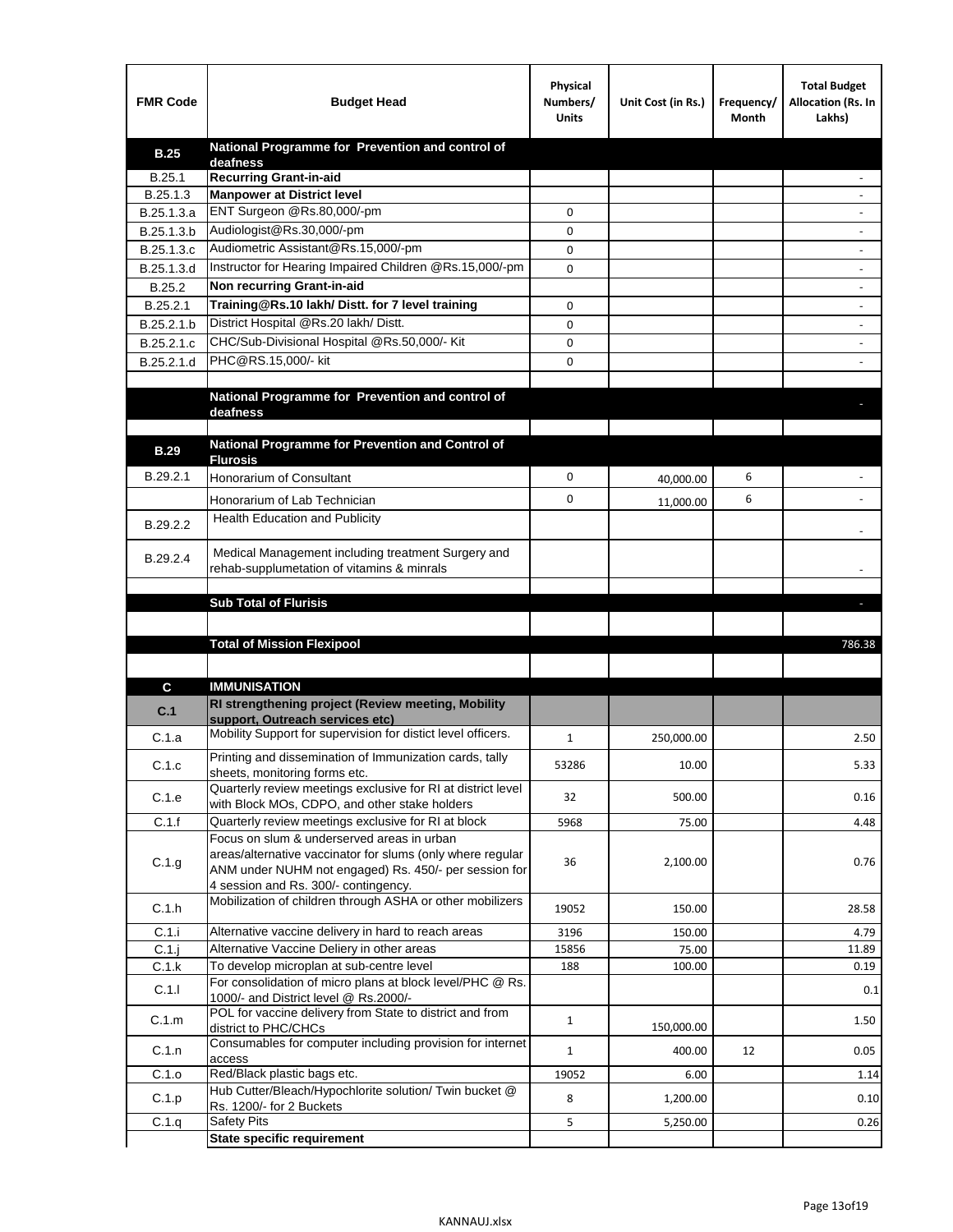| FMR Code | Budget Head | Physical Numbers/ Units | Unit Cost (in Rs.) | Frequency/ Month | Total Budget Allocation (Rs. In Lakhs) |
|---|---|---|---|---|---|
| **B.25** | **National Programme for Prevention and control of deafness** | | | | |
| B.25.1 | **Recurring Grant-in-aid** | | | | - |
| B.25.1.3 | **Manpower at District level** | | | | - |
| B.25.1.3.a | ENT Surgeon @Rs.80,000/-pm | 0 | | | - |
| B.25.1.3.b | Audiologist@Rs.30,000/-pm | 0 | | | - |
| B.25.1.3.c | Audiometric Assistant@Rs.15,000/-pm | 0 | | | - |
| B.25.1.3.d | Instructor for Hearing Impaired Children @Rs.15,000/-pm | 0 | | | - |
| B.25.2 | **Non recurring Grant-in-aid** | | | | - |
| B.25.2.1 | **Training@Rs.10 lakh/ Distt. for 7 level training** | 0 | | | - |
| B.25.2.1.b | District Hospital @Rs.20 lakh/ Distt. | 0 | | | - |
| B.25.2.1.c | CHC/Sub-Divisional Hospital @Rs.50,000/- Kit | 0 | | | - |
| B.25.2.1.d | PHC@RS.15,000/- kit | 0 | | | - |
| | | | | | |
| | **National Programme for Prevention and control of deafness** | | | | - |
| | | | | | |
| **B.29** | **National Programme for Prevention and Control of Flurosis** | | | | |
| B.29.2.1 | Honorarium of Consultant | 0 | 40,000.00 | 6 | - |
| | Honorarium of Lab Technician | 0 | 11,000.00 | 6 | - |
| B.29.2.2 | Health Education and Publicity | | | | - |
| B.29.2.4 | Medical Management including treatment Surgery and rehab-supplumetation of vitamins & minrals | | | | - |
| | | | | | |
| | **Sub Total of Flurisis** | | | | - |
| | | | | | |
| | **Total of Mission Flexipool** | | | | 786.38 |
| | | | | | |
| **C** | **IMMUNISATION** | | | | |
| **C.1** | **RI strengthening project (Review meeting, Mobility support, Outreach services etc)** | | | | |
| C.1.a | Mobility Support for supervision for distict level officers. | 1 | 250,000.00 | | 2.50 |
| C.1.c | Printing and dissemination of Immunization cards, tally sheets, monitoring forms etc. | 53286 | 10.00 | | 5.33 |
| C.1.e | Quarterly review meetings exclusive for RI at district level with Block MOs, CDPO, and other stake holders | 32 | 500.00 | | 0.16 |
| C.1.f | Quarterly review meetings exclusive for RI at block | 5968 | 75.00 | | 4.48 |
| C.1.g | Focus on slum & underserved areas in urban areas/alternative vaccinator for slums (only where regular ANM under NUHM not engaged) Rs. 450/- per session for 4 session and Rs. 300/- contingency. | 36 | 2,100.00 | | 0.76 |
| C.1.h | Mobilization of children through ASHA or other mobilizers | 19052 | 150.00 | | 28.58 |
| C.1.i | Alternative vaccine delivery in hard to reach areas | 3196 | 150.00 | | 4.79 |
| C.1.j | Alternative Vaccine Deliery in other areas | 15856 | 75.00 | | 11.89 |
| C.1.k | To develop microplan at sub-centre level | 188 | 100.00 | | 0.19 |
| C.1.l | For consolidation of micro plans at block level/PHC @ Rs. 1000/- and District level @ Rs.2000/- | | | | 0.1 |
| C.1.m | POL for vaccine delivery from State to district and from district to PHC/CHCs | 1 | 150,000.00 | | 1.50 |
| C.1.n | Consumables for computer including provision for internet access | 1 | 400.00 | 12 | 0.05 |
| C.1.o | Red/Black plastic bags etc. | 19052 | 6.00 | | 1.14 |
| C.1.p | Hub Cutter/Bleach/Hypochlorite solution/ Twin bucket @ Rs. 1200/- for 2 Buckets | 8 | 1,200.00 | | 0.10 |
| C.1.q | Safety Pits | 5 | 5,250.00 | | 0.26 |
| | **State specific requirement** | | | | |

KANNAUJ.xlsx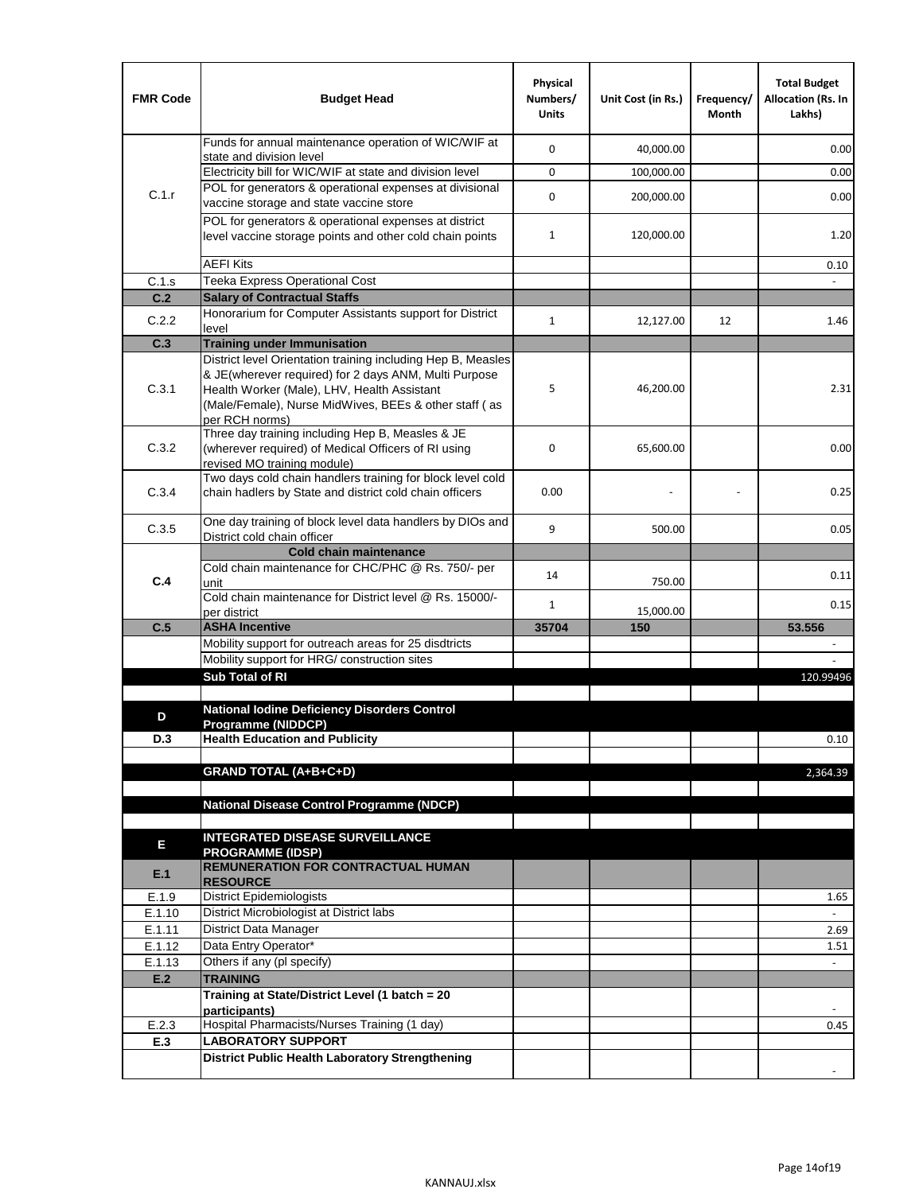| FMR Code | Budget Head | Physical Numbers/ Units | Unit Cost (in Rs.) | Frequency/ Month | Total Budget Allocation (Rs. In Lakhs) |
|---|---|---|---|---|---|
| C.1.r | Funds for annual maintenance operation of WIC/WIF at state and division level | 0 | 40,000.00 | | 0.00 |
| | Electricity bill for WIC/WIF at state and division level | 0 | 100,000.00 | | 0.00 |
| | POL for generators & operational expenses at divisional vaccine storage and state vaccine store | 0 | 200,000.00 | | 0.00 |
| | POL for generators & operational expenses at district level vaccine storage points and other cold chain points | 1 | 120,000.00 | | 1.20 |
| | AEFI Kits | | | | 0.10 |
| C.1.s | Teeka Express Operational Cost | | | | - |
| **C.2** | **Salary of Contractual Staffs** | | | | |
| C.2.2 | Honorarium for Computer Assistants support for District level | 1 | 12,127.00 | 12 | 1.46 |
| **C.3** | **Training under Immunisation** | | | | |
| C.3.1 | District level Orientation training including Hep B, Measles & JE(wherever required) for 2 days ANM, Multi Purpose Health Worker (Male), LHV, Health Assistant (Male/Female), Nurse MidWives, BEEs & other staff ( as per RCH norms) | 5 | 46,200.00 | | 2.31 |
| C.3.2 | Three day training including Hep B, Measles & JE (wherever required) of Medical Officers of RI using revised MO training module) | 0 | 65,600.00 | | 0.00 |
| C.3.4 | Two days cold chain handlers training for block level cold chain hadlers by State and district cold chain officers | 0.00 | - | - | 0.25 |
| C.3.5 | One day training of block level data handlers by DIOs and District cold chain officer | 9 | 500.00 | | 0.05 |
| **C.4** | **Cold chain maintenance** | | | | |
| | Cold chain maintenance for CHC/PHC @ Rs. 750/- per unit | 14 | 750.00 | | 0.11 |
| | Cold chain maintenance for District level @ Rs. 15000/- per district | 1 | 15,000.00 | | 0.15 |
| **C.5** | **ASHA Incentive** | **35704** | **150** | | **53.556** |
| | Mobility support for outreach areas for 25 disdtricts | | | | - |
| | Mobility support for HRG/ construction sites | | | | - |
| | **Sub Total of RI** | | | | 120.99496 |
| | | | | | |
| **D** | **National Iodine Deficiency Disorders Control Programme (NIDDCP)** | | | | |
| **D.3** | **Health Education and Publicity** | | | | 0.10 |
| | | | | | |
| | **GRAND TOTAL (A+B+C+D)** | | | | 2,364.39 |
| | | | | | |
| | **National Disease Control Programme (NDCP)** | | | | |
| | | | | | |
| **E** | **INTEGRATED DISEASE SURVEILLANCE PROGRAMME (IDSP)** | | | | |
| **E.1** | **REMUNERATION FOR CONTRACTUAL HUMAN RESOURCE** | | | | |
| E.1.9 | District Epidemiologists | | | | 1.65 |
| E.1.10 | District Microbiologist at District labs | | | | - |
| E.1.11 | District Data Manager | | | | 2.69 |
| E.1.12 | Data Entry Operator* | | | | 1.51 |
| E.1.13 | Others if any (pl specify) | | | | - |
| **E.2** | **TRAINING** | | | | |
| | **Training at State/District Level (1 batch = 20 participants)** | | | | - |
| E.2.3 | Hospital Pharmacists/Nurses Training (1 day) | | | | 0.45 |
| **E.3** | **LABORATORY SUPPORT** | | | | |
| | **District Public Health Laboratory Strengthening** | | | | - |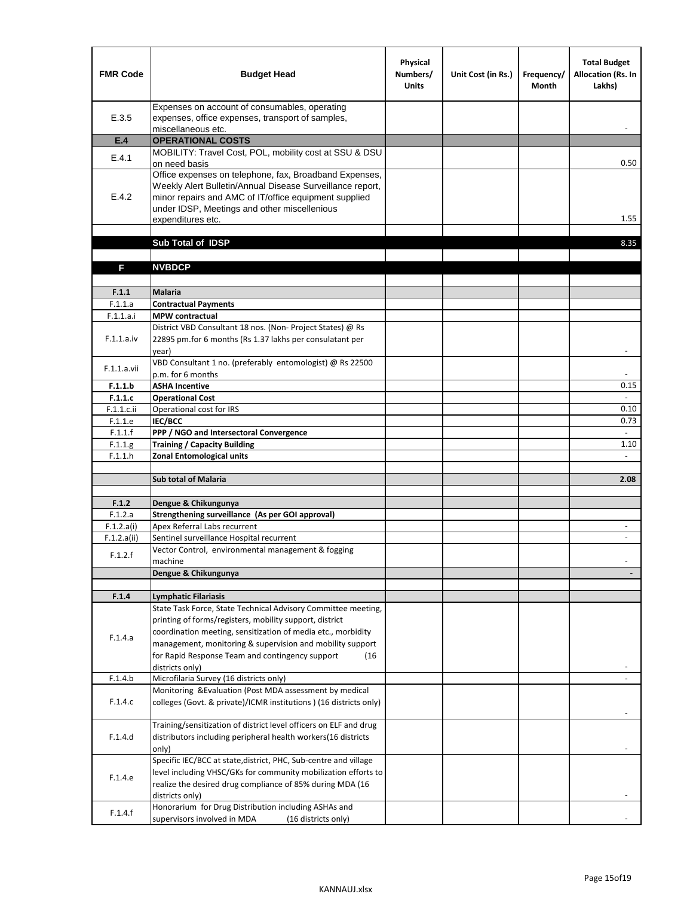| FMR Code | Budget Head | Physical Numbers/ Units | Unit Cost (in Rs.) | Frequency/ Month | Total Budget Allocation (Rs. In Lakhs) |
|---|---|---|---|---|---|
| E.3.5 | Expenses on account of consumables, operating expenses, office expenses, transport of samples, miscellaneous etc. | | | | - |
| **E.4** | **OPERATIONAL COSTS** | | | | |
| E.4.1 | MOBILITY: Travel Cost, POL, mobility cost at SSU & DSU on need basis | | | | 0.50 |
| E.4.2 | Office expenses on telephone, fax, Broadband Expenses, Weekly Alert Bulletin/Annual Disease Surveillance report, minor repairs and AMC of IT/office equipment supplied under IDSP, Meetings and other miscellenious expenditures etc. | | | | 1.55 |
| | | | | | |
| | **Sub Total of IDSP** | | | | 8.35 |
| | | | | | |
| **F** | **NVBDCP** | | | | |
| | | | | | |
| **F.1.1** | **Malaria** | | | | |
| F.1.1.a | **Contractual Payments** | | | | |
| F.1.1.a.i | **MPW contractual** | | | | |
| F.1.1.a.iv | District VBD Consultant 18 nos. (Non- Project States) @ Rs 22895 pm.for 6 months (Rs 1.37 lakhs per consulatant per year) | | | | - |
| F.1.1.a.vii | VBD Consultant 1 no. (preferably entomologist) @ Rs 22500 p.m. for 6 months | | | | - |
| **F.1.1.b** | **ASHA Incentive** | | | | 0.15 |
| **F.1.1.c** | **Operational Cost** | | | | - |
| F.1.1.c.ii | Operational cost for IRS | | | | 0.10 |
| F.1.1.e | **IEC/BCC** | | | | 0.73 |
| F.1.1.f | **PPP / NGO and Intersectoral Convergence** | | | | - |
| F.1.1.g | **Training / Capacity Building** | | | | 1.10 |
| F.1.1.h | **Zonal Entomological units** | | | | - |
| | | | | | |
| | **Sub total of Malaria** | | | | **2.08** |
| | | | | | |
| **F.1.2** | **Dengue & Chikungunya** | | | | |
| F.1.2.a | **Strengthening surveillance (As per GOI approval)** | | | | |
| F.1.2.a(i) | Apex Referral Labs recurrent | | | | - |
| F.1.2.a(ii) | Sentinel surveillance Hospital recurrent | | | | - |
| F.1.2.f | Vector Control, environmental management & fogging machine | | | | - |
| | **Dengue & Chikungunya** | | | | **-** |
| | | | | | |
| **F.1.4** | **Lymphatic Filariasis** | | | | |
| F.1.4.a | State Task Force, State Technical Advisory Committee meeting, printing of forms/registers, mobility support, district coordination meeting, sensitization of media etc., morbidity management, monitoring & supervision and mobility support for Rapid Response Team and contingency support (16 districts only) | | | | - |
| F.1.4.b | Microfilaria Survey (16 districts only) | | | | - |
| F.1.4.c | Monitoring &Evaluation (Post MDA assessment by medical colleges (Govt. & private)/ICMR institutions ) (16 districts only) | | | | - |
| F.1.4.d | Training/sensitization of district level officers on ELF and drug distributors including peripheral health workers(16 districts only) | | | | - |
| F.1.4.e | Specific IEC/BCC at state,district, PHC, Sub-centre and village level including VHSC/GKs for community mobilization efforts to realize the desired drug compliance of 85% during MDA (16 districts only) | | | | - |
| F.1.4.f | Honorarium for Drug Distribution including ASHAs and supervisors involved in MDA (16 districts only) | | | | - |

KANNAUJ.xlsx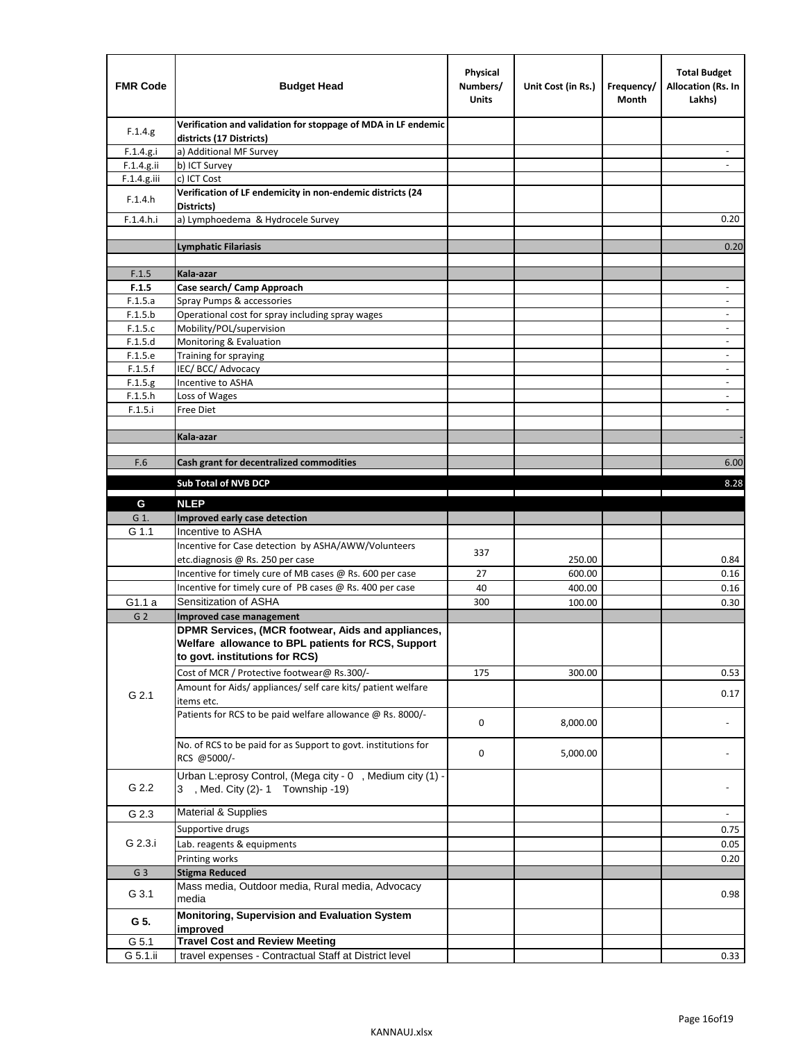| FMR Code | Budget Head | Physical Numbers/ Units | Unit Cost (in Rs.) | Frequency/ Month | Total Budget Allocation (Rs. In Lakhs) |
|---|---|---|---|---|---|
| F.1.4.g | **Verification and validation for stoppage of MDA in LF endemic districts (17 Districts)** | | | | |
| F.1.4.g.i | a) Additional MF Survey | | | | - |
| F.1.4.g.ii | b) ICT Survey | | | | - |
| F.1.4.g.iii | c) ICT Cost | | | | |
| F.1.4.h | **Verification of LF endemicity in non-endemic districts (24 Districts)** | | | | |
| F.1.4.h.i | a) Lymphoedema & Hydrocele Survey | | | | 0.20 |
| | | | | | |
| | **Lymphatic Filariasis** | | | | 0.20 |
| | | | | | |
| F.1.5 | **Kala-azar** | | | | |
| **F.1.5** | **Case search/ Camp Approach** | | | | - |
| F.1.5.a | Spray Pumps & accessories | | | | - |
| F.1.5.b | Operational cost for spray including spray wages | | | | - |
| F.1.5.c | Mobility/POL/supervision | | | | - |
| F.1.5.d | Monitoring & Evaluation | | | | - |
| F.1.5.e | Training for spraying | | | | - |
| F.1.5.f | IEC/ BCC/ Advocacy | | | | - |
| F.1.5.g | Incentive to ASHA | | | | - |
| F.1.5.h | Loss of Wages | | | | - |
| F.1.5.i | Free Diet | | | | - |
| | | | | | |
| | **Kala-azar** | | | | - |
| | | | | | |
| F.6 | **Cash grant for decentralized commodities** | | | | 6.00 |
| | **Sub Total of NVB DCP** | | | | 8.28 |
| **G** | **NLEP** | | | | |
| G 1. | **Improved early case detection** | | | | |
| G 1.1 | Incentive to ASHA | | | | |
| | Incentive for Case detection by ASHA/AWW/Volunteers etc.diagnosis @ Rs. 250 per case | 337 | 250.00 | | 0.84 |
| | Incentive for timely cure of MB cases @ Rs. 600 per case | 27 | 600.00 | | 0.16 |
| | Incentive for timely cure of PB cases @ Rs. 400 per case | 40 | 400.00 | | 0.16 |
| G1.1 a | Sensitization of ASHA | 300 | 100.00 | | 0.30 |
| G 2 | **Improved case management** | | | | |
| G 2.1 | **DPMR Services, (MCR footwear, Aids and appliances, Welfare allowance to BPL patients for RCS, Support to govt. institutions for RCS)** | | | | |
| | Cost of MCR / Protective footwear@ Rs.300/- | 175 | 300.00 | | 0.53 |
| | Amount for Aids/ appliances/ self care kits/ patient welfare items etc. | | | | 0.17 |
| | Patients for RCS to be paid welfare allowance @ Rs. 8000/- | 0 | 8,000.00 | | - |
| | No. of RCS to be paid for as Support to govt. institutions for RCS @5000/- | 0 | 5,000.00 | | - |
| G 2.2 | Urban L:eprosy Control, (Mega city - 0 , Medium city (1) - 3 , Med. City (2)- 1 Township -19) | | | | - |
| G 2.3 | Material & Supplies | | | | - |
| G 2.3.i | Supportive drugs | | | | 0.75 |
| | Lab. reagents & equipments | | | | 0.05 |
| | Printing works | | | | 0.20 |
| G 3 | **Stigma Reduced** | | | | |
| G 3.1 | Mass media, Outdoor media, Rural media, Advocacy media | | | | 0.98 |
| **G 5.** | **Monitoring, Supervision and Evaluation System improved** | | | | |
| G 5.1 | **Travel Cost and Review Meeting** | | | | |
| G 5.1.ii | travel expenses - Contractual Staff at District level | | | | 0.33 |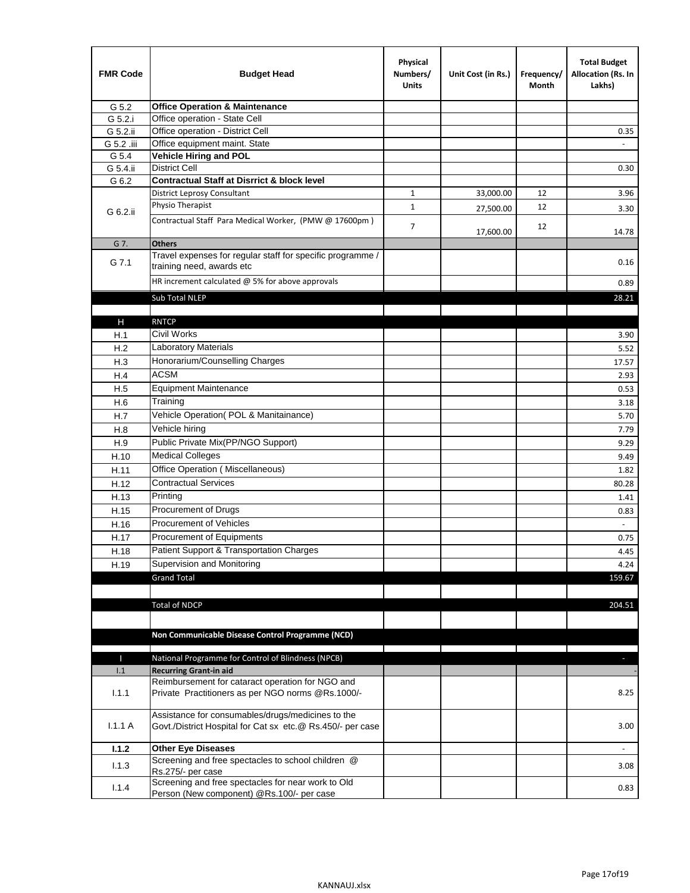| FMR Code | Budget Head | Physical Numbers/ Units | Unit Cost (in Rs.) | Frequency/ Month | Total Budget Allocation (Rs. In Lakhs) |
|---|---|---|---|---|---|
| G 5.2 | **Office Operation & Maintenance** | | | | |
| G 5.2.i | Office operation - State Cell | | | | |
| G 5.2.ii | Office operation - District Cell | | | | 0.35 |
| G 5.2 .iii | Office equipment maint. State | | | | - |
| G 5.4 | **Vehicle Hiring and POL** | | | | |
| G 5.4.ii | District Cell | | | | 0.30 |
| G 6.2 | **Contractual Staff at Disrrict & block level** | | | | |
| G 6.2.ii | District Leprosy Consultant | 1 | 33,000.00 | 12 | 3.96 |
| | Physio Therapist | 1 | 27,500.00 | 12 | 3.30 |
| | Contractual Staff Para Medical Worker, (PMW @ 17600pm ) | 7 | 17,600.00 | 12 | 14.78 |
| G 7. | **Others** | | | | |
| G 7.1 | Travel expenses for regular staff for specific programme / training need, awards etc | | | | 0.16 |
| | HR increment calculated @ 5% for above approvals | | | | 0.89 |
| | Sub Total NLEP | | | | 28.21 |
| | | | | | |
| H | RNTCP | | | | |
| H.1 | Civil Works | | | | 3.90 |
| H.2 | Laboratory Materials | | | | 5.52 |
| H.3 | Honorarium/Counselling Charges | | | | 17.57 |
| H.4 | ACSM | | | | 2.93 |
| H.5 | Equipment Maintenance | | | | 0.53 |
| H.6 | Training | | | | 3.18 |
| H.7 | Vehicle Operation( POL & Manitainance) | | | | 5.70 |
| H.8 | Vehicle hiring | | | | 7.79 |
| H.9 | Public Private Mix(PP/NGO Support) | | | | 9.29 |
| H.10 | Medical Colleges | | | | 9.49 |
| H.11 | Office Operation ( Miscellaneous) | | | | 1.82 |
| H.12 | Contractual Services | | | | 80.28 |
| H.13 | Printing | | | | 1.41 |
| H.15 | Procurement of Drugs | | | | 0.83 |
| H.16 | Procurement of Vehicles | | | | - |
| H.17 | Procurement of Equipments | | | | 0.75 |
| H.18 | Patient Support & Transportation Charges | | | | 4.45 |
| H.19 | Supervision and Monitoring | | | | 4.24 |
| | Grand Total | | | | 159.67 |
| | | | | | |
| | Total of NDCP | | | | 204.51 |
| | | | | | |
| | **Non Communicable Disease Control Programme (NCD)** | | | | |
| | | | | | |
| I | National Programme for Control of Blindness (NPCB) | | | | - |
| I.1 | **Recurring Grant-in aid** | | | | - |
| I.1.1 | Reimbursement for cataract operation for NGO and Private Practitioners as per NGO norms @Rs.1000/- | | | | 8.25 |
| I.1.1 A | Assistance for consumables/drugs/medicines to the Govt./District Hospital for Cat sx etc.@ Rs.450/- per case | | | | 3.00 |
| **I.1.2** | **Other Eye Diseases** | | | | - |
| I.1.3 | Screening and free spectacles to school children @ Rs.275/- per case | | | | 3.08 |
| I.1.4 | Screening and free spectacles for near work to Old Person (New component) @Rs.100/- per case | | | | 0.83 |

KANNAUJ.xlsx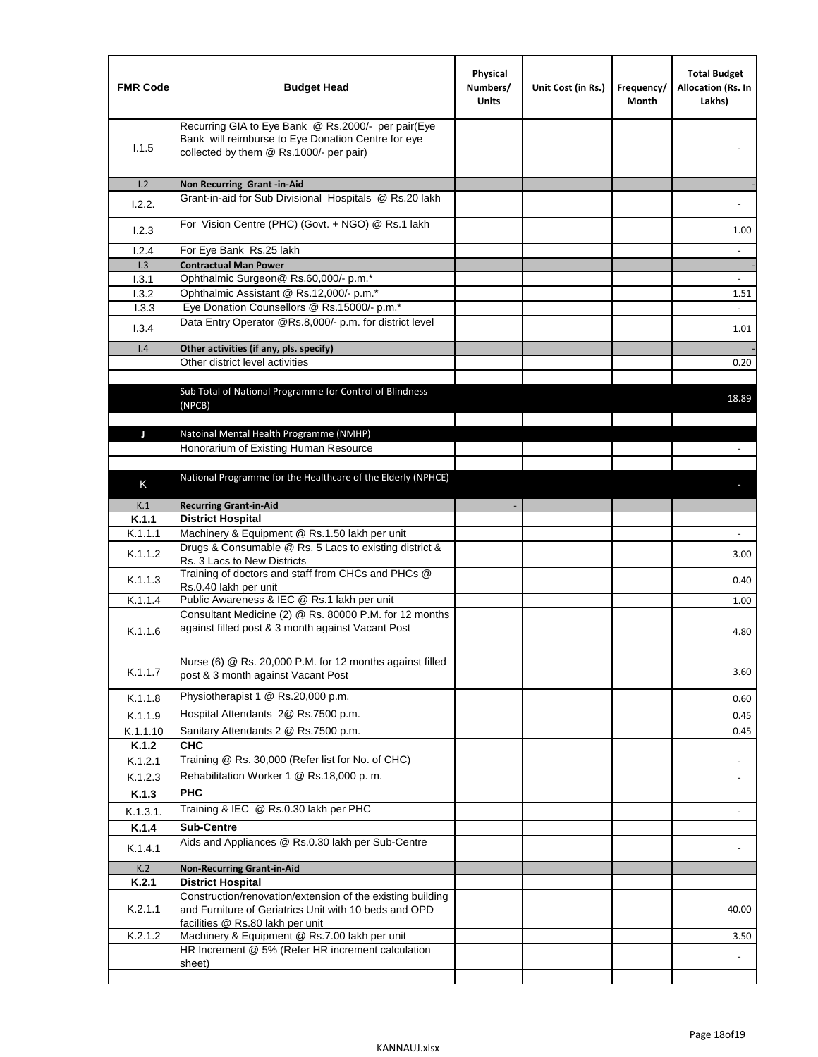| FMR Code | Budget Head | Physical Numbers/ Units | Unit Cost (in Rs.) | Frequency/ Month | Total Budget Allocation (Rs. In Lakhs) |
|---|---|---|---|---|---|
| I.1.5 | Recurring GIA to Eye Bank @ Rs.2000/- per pair(Eye Bank will reimburse to Eye Donation Centre for eye collected by them @ Rs.1000/- per pair) | | | | - |
| I.2 | **Non Recurring Grant -in-Aid** | | | | - |
| I.2.2. | Grant-in-aid for Sub Divisional Hospitals @ Rs.20 lakh | | | | - |
| I.2.3 | For Vision Centre (PHC) (Govt. + NGO) @ Rs.1 lakh | | | | 1.00 |
| I.2.4 | For Eye Bank Rs.25 lakh | | | | - |
| I.3 | **Contractual Man Power** | | | | - |
| I.3.1 | Ophthalmic Surgeon@ Rs.60,000/- p.m.* | | | | - |
| I.3.2 | Ophthalmic Assistant @ Rs.12,000/- p.m.* | | | | 1.51 |
| I.3.3 | Eye Donation Counsellors @ Rs.15000/- p.m.* | | | | - |
| I.3.4 | Data Entry Operator @Rs.8,000/- p.m. for district level | | | | 1.01 |
| I.4 | **Other activities (if any, pls. specify)** | | | | - |
| | Other district level activities | | | | 0.20 |
| | | | | | |
| | Sub Total of National Programme for Control of Blindness (NPCB) | | | | 18.89 |
| | | | | | |
| J | Natoinal Mental Health Programme (NMHP) | | | | |
| | Honorarium of Existing Human Resource | | | | - |
| | | | | | |
| K | National Programme for the Healthcare of the Elderly (NPHCE) | | | | - |
| K.1 | **Recurring Grant-in-Aid** | - | | | |
| **K.1.1** | **District Hospital** | | | | |
| K.1.1.1 | Machinery & Equipment @ Rs.1.50 lakh per unit | | | | - |
| K.1.1.2 | Drugs & Consumable @ Rs. 5 Lacs to existing district & Rs. 3 Lacs to New Districts | | | | 3.00 |
| K.1.1.3 | Training of doctors and staff from CHCs and PHCs @ Rs.0.40 lakh per unit | | | | 0.40 |
| K.1.1.4 | Public Awareness & IEC @ Rs.1 lakh per unit | | | | 1.00 |
| K.1.1.6 | Consultant Medicine (2) @ Rs. 80000 P.M. for 12 months against filled post & 3 month against Vacant Post | | | | 4.80 |
| K.1.1.7 | Nurse (6) @ Rs. 20,000 P.M. for 12 months against filled post & 3 month against Vacant Post | | | | 3.60 |
| K.1.1.8 | Physiotherapist 1 @ Rs.20,000 p.m. | | | | 0.60 |
| K.1.1.9 | Hospital Attendants 2@ Rs.7500 p.m. | | | | 0.45 |
| K.1.1.10 | Sanitary Attendants 2 @ Rs.7500 p.m. | | | | 0.45 |
| **K.1.2** | **CHC** | | | | |
| K.1.2.1 | Training @ Rs. 30,000 (Refer list for No. of CHC) | | | | - |
| K.1.2.3 | Rehabilitation Worker 1 @ Rs.18,000 p. m. | | | | - |
| **K.1.3** | **PHC** | | | | |
| K.1.3.1. | Training & IEC @ Rs.0.30 lakh per PHC | | | | - |
| **K.1.4** | **Sub-Centre** | | | | |
| K.1.4.1 | Aids and Appliances @ Rs.0.30 lakh per Sub-Centre | | | | - |
| K.2 | **Non-Recurring Grant-in-Aid** | | | | |
| **K.2.1** | **District Hospital** | | | | |
| K.2.1.1 | Construction/renovation/extension of the existing building and Furniture of Geriatrics Unit with 10 beds and OPD facilities @ Rs.80 lakh per unit | | | | 40.00 |
| K.2.1.2 | Machinery & Equipment @ Rs.7.00 lakh per unit | | | | 3.50 |
| | HR Increment @ 5% (Refer HR increment calculation sheet) | | | | - |
| | | | | | |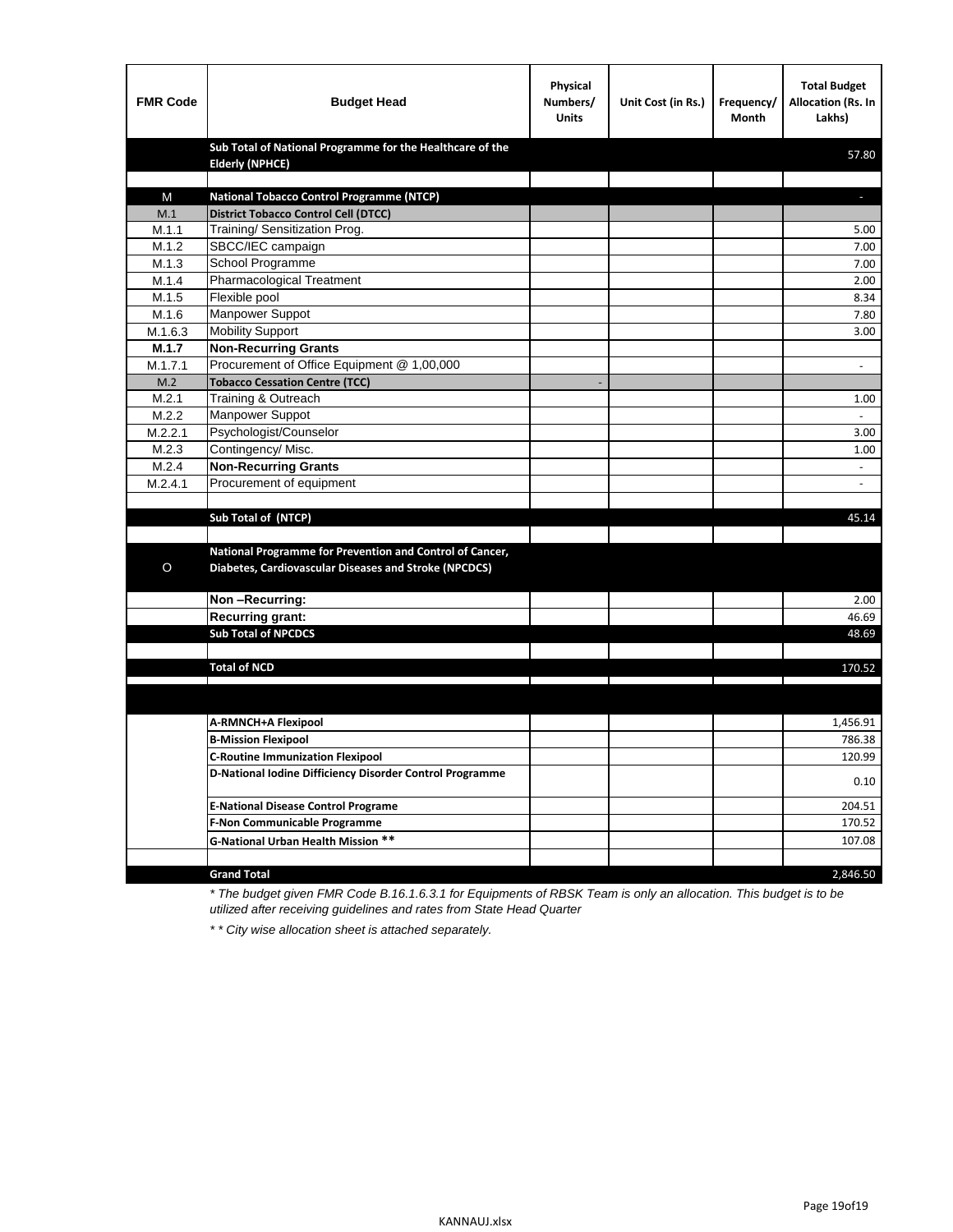| FMR Code | Budget Head | Physical Numbers/ Units | Unit Cost (in Rs.) | Frequency/ Month | Total Budget Allocation (Rs. In Lakhs) |
|---|---|---|---|---|---|
| | **Sub Total of National Programme for the Healthcare of the Elderly (NPHCE)** | | | | 57.80 |
| | | | | | |
| M | **National Tobacco Control Programme (NTCP)** | | | | - |
| M.1 | **District Tobacco Control Cell (DTCC)** | | | | |
| M.1.1 | Training/ Sensitization Prog. | | | | 5.00 |
| M.1.2 | SBCC/IEC campaign | | | | 7.00 |
| M.1.3 | School Programme | | | | 7.00 |
| M.1.4 | Pharmacological Treatment | | | | 2.00 |
| M.1.5 | Flexible pool | | | | 8.34 |
| M.1.6 | Manpower Suppot | | | | 7.80 |
| M.1.6.3 | Mobility Support | | | | 3.00 |
| **M.1.7** | **Non-Recurring Grants** | | | | |
| M.1.7.1 | Procurement of Office Equipment @ 1,00,000 | | | | - |
| M.2 | **Tobacco Cessation Centre (TCC)** | - | | | |
| M.2.1 | Training & Outreach | | | | 1.00 |
| M.2.2 | Manpower Suppot | | | | - |
| M.2.2.1 | Psychologist/Counselor | | | | 3.00 |
| M.2.3 | Contingency/ Misc. | | | | 1.00 |
| M.2.4 | **Non-Recurring Grants** | | | | - |
| M.2.4.1 | Procurement of equipment | | | | - |
| | | | | | |
| | **Sub Total of (NTCP)** | | | | 45.14 |
| | | | | | |
| O | **National Programme for Prevention and Control of Cancer, Diabetes, Cardiovascular Diseases and Stroke (NPCDCS)** | | | | |
| | **Non –Recurring:** | | | | 2.00 |
| | **Recurring grant:** | | | | 46.69 |
| | **Sub Total of NPCDCS** | | | | 48.69 |
| | | | | | |
| | **Total of NCD** | | | | 170.52 |
| | | | | | |
| | **A-RMNCH+A Flexipool** | | | | 1,456.91 |
| | **B-Mission Flexipool** | | | | 786.38 |
| | **C-Routine Immunization Flexipool** | | | | 120.99 |
| | **D-National Iodine Difficiency Disorder Control Programme** | | | | 0.10 |
| | **E-National Disease Control Programe** | | | | 204.51 |
| | **F-Non Communicable Programme** | | | | 170.52 |
| | **G-National Urban Health Mission \*\*** | | | | 107.08 |
| | | | | | |
| | **Grand Total** | | | | 2,846.50 |

*\* The budget given FMR Code B.16.1.6.3.1 for Equipments of RBSK Team is only an allocation. This budget is to be utilized after receiving guidelines and rates from State Head Quarter*

*\* \* City wise allocation sheet is attached separately.*

KANNAUJ.xlsx